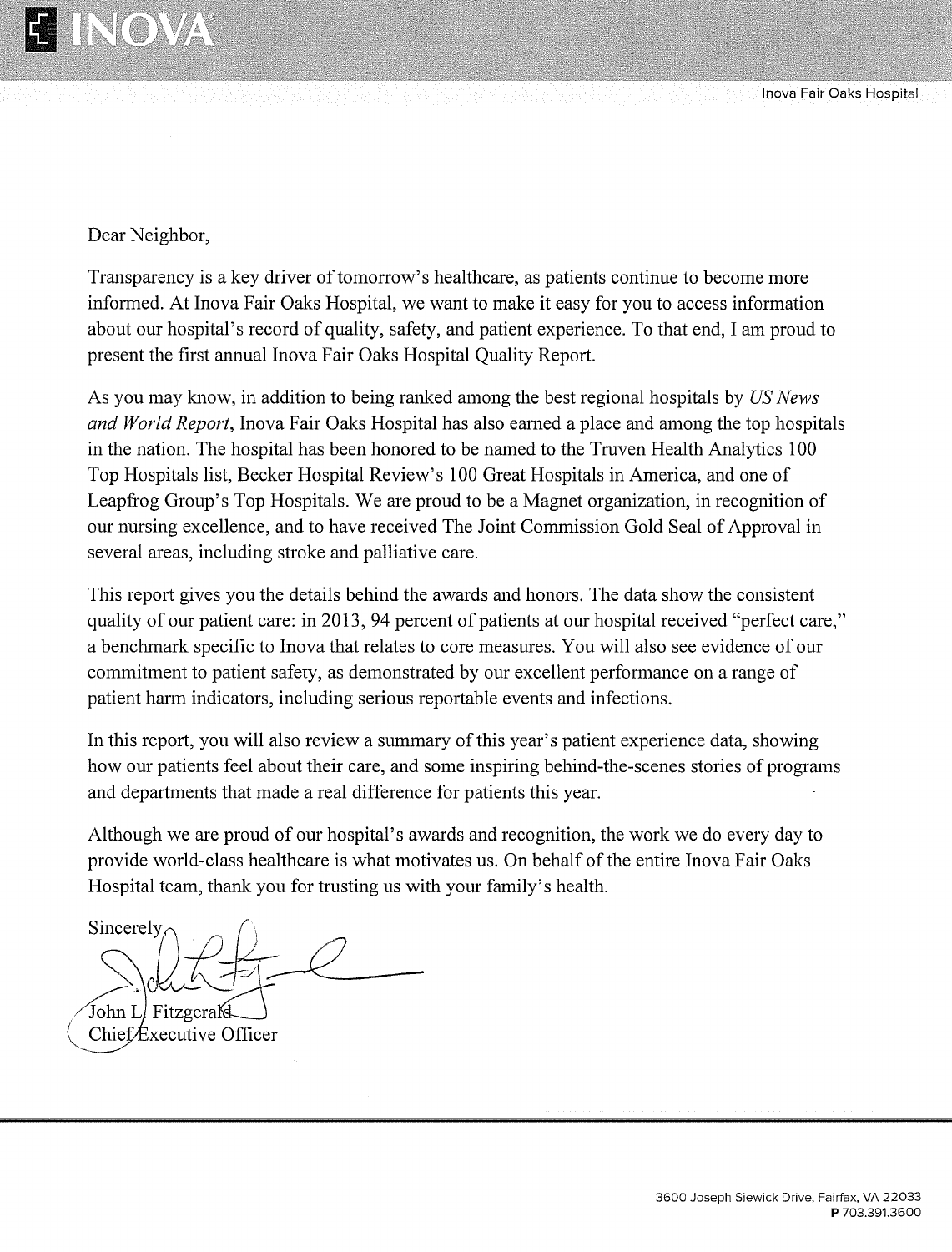Dear Neighbor,

Transparency is a key driver of tomorrow's healthcare, as patients continue to become more informed. At Inova Fair Oaks Hospital, we want to make it easy for you to access information about our hospital's record of quality, safety, and patient experience. To that end, I am proud to present the first annual Inova Fair Oaks Hospital Quality Report.

As you may know, in addition to being ranked among the best regional hospitals by *US News and World Report*, Inova Fair Oaks Hospital has also earned a place and among the top hospitals in the nation. The hospital has been honored to be named to the Truven Health Analytics 100 Top Hospitals list, Becker Hospital Review's 100 Great Hospitals in America, and one of Leapfrog Group's Top Hospitals. We are proud to be a Magnet organization, in recognition of our nursing excellence, and to have received The Joint Commission Gold Seal of Approval in several areas, including stroke and palliative care.

This report gives you the details behind the awards and honors. The data show the consistent quality of our patient care: in 2013, 94 percent of patients at our hospital received "perfect care," a benchmark specific to Inova that relates to core measures. You will also see evidence of our commitment to patient safety, as demonstrated by our excellent performance on a range of patient harm indicators, including serious reportable events and infections.

In this report, you will also review a summary of this year's patient experience data, showing how our patients feel about their care, and some inspiring behind-the-scenes stories of programs and departments that made a real difference for patients this year.

Although we are proud of our hospital's awards and recognition, the work we do every day to provide world-class healthcare is what motivates us. On behalf of the entire Inova Fair Oaks Hospital team, thank you for trusting us with your family's health.

Sincerely,

John L. Fitzgerald
Chief Executive Officer

3600 Joseph Siewick Drive, Fairfax, VA 22033
P 703.391.3600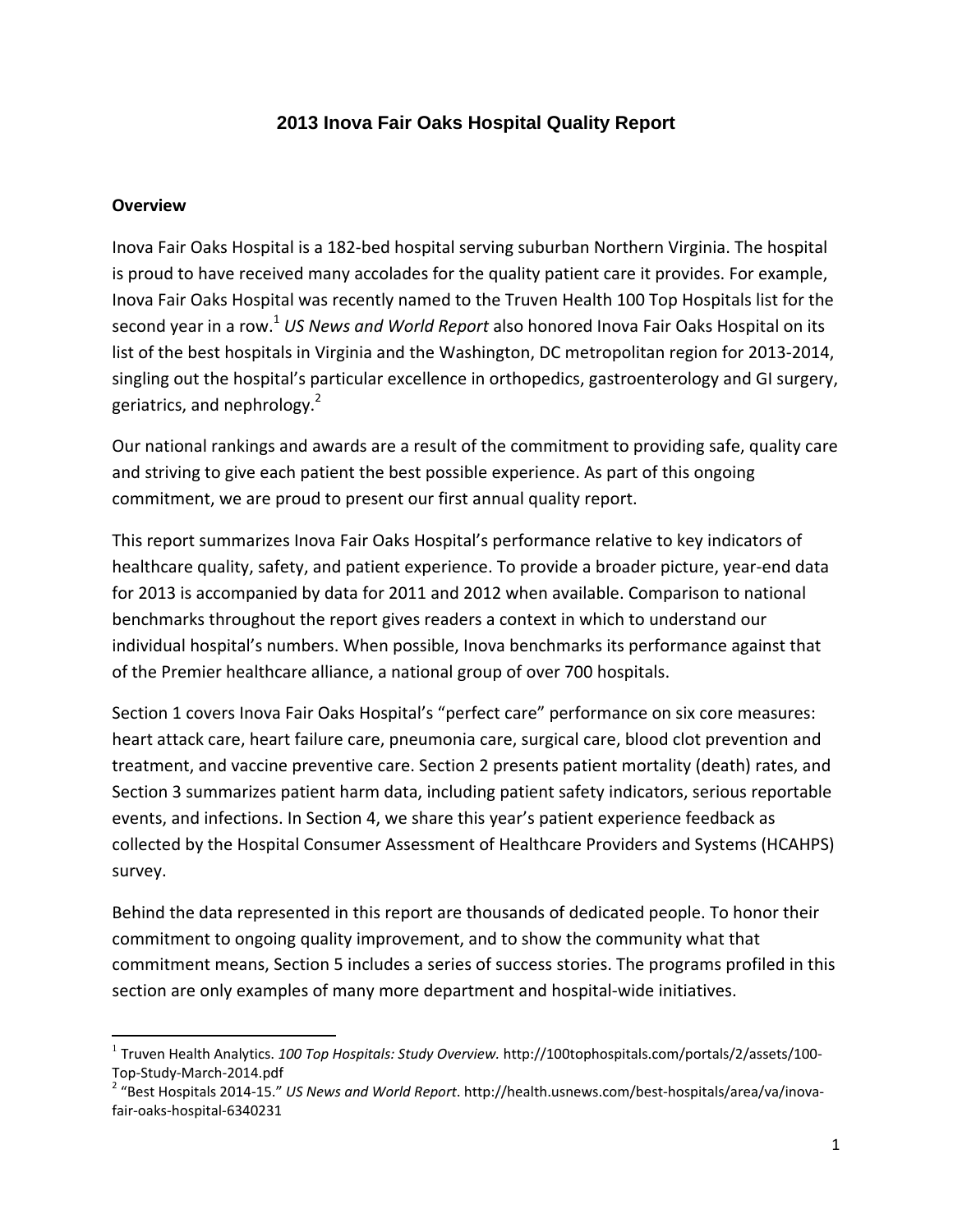# 2013 Inova Fair Oaks Hospital Quality Report

## Overview

Inova Fair Oaks Hospital is a 182-bed hospital serving suburban Northern Virginia. The hospital is proud to have received many accolades for the quality patient care it provides. For example, Inova Fair Oaks Hospital was recently named to the Truven Health 100 Top Hospitals list for the second year in a row.[1] *US News and World Report* also honored Inova Fair Oaks Hospital on its list of the best hospitals in Virginia and the Washington, DC metropolitan region for 2013-2014, singling out the hospital's particular excellence in orthopedics, gastroenterology and GI surgery, geriatrics, and nephrology.[2]

Our national rankings and awards are a result of the commitment to providing safe, quality care and striving to give each patient the best possible experience. As part of this ongoing commitment, we are proud to present our first annual quality report.

This report summarizes Inova Fair Oaks Hospital's performance relative to key indicators of healthcare quality, safety, and patient experience. To provide a broader picture, year-end data for 2013 is accompanied by data for 2011 and 2012 when available. Comparison to national benchmarks throughout the report gives readers a context in which to understand our individual hospital's numbers. When possible, Inova benchmarks its performance against that of the Premier healthcare alliance, a national group of over 700 hospitals.

Section 1 covers Inova Fair Oaks Hospital's "perfect care" performance on six core measures: heart attack care, heart failure care, pneumonia care, surgical care, blood clot prevention and treatment, and vaccine preventive care. Section 2 presents patient mortality (death) rates, and Section 3 summarizes patient harm data, including patient safety indicators, serious reportable events, and infections. In Section 4, we share this year's patient experience feedback as collected by the Hospital Consumer Assessment of Healthcare Providers and Systems (HCAHPS) survey.

Behind the data represented in this report are thousands of dedicated people. To honor their commitment to ongoing quality improvement, and to show the community what that commitment means, Section 5 includes a series of success stories. The programs profiled in this section are only examples of many more department and hospital-wide initiatives.

---

[1] Truven Health Analytics. *100 Top Hospitals: Study Overview.* http://100tophospitals.com/portals/2/assets/100-Top-Study-March-2014.pdf

[2] "Best Hospitals 2014-15." *US News and World Report*. http://health.usnews.com/best-hospitals/area/va/inova-fair-oaks-hospital-6340231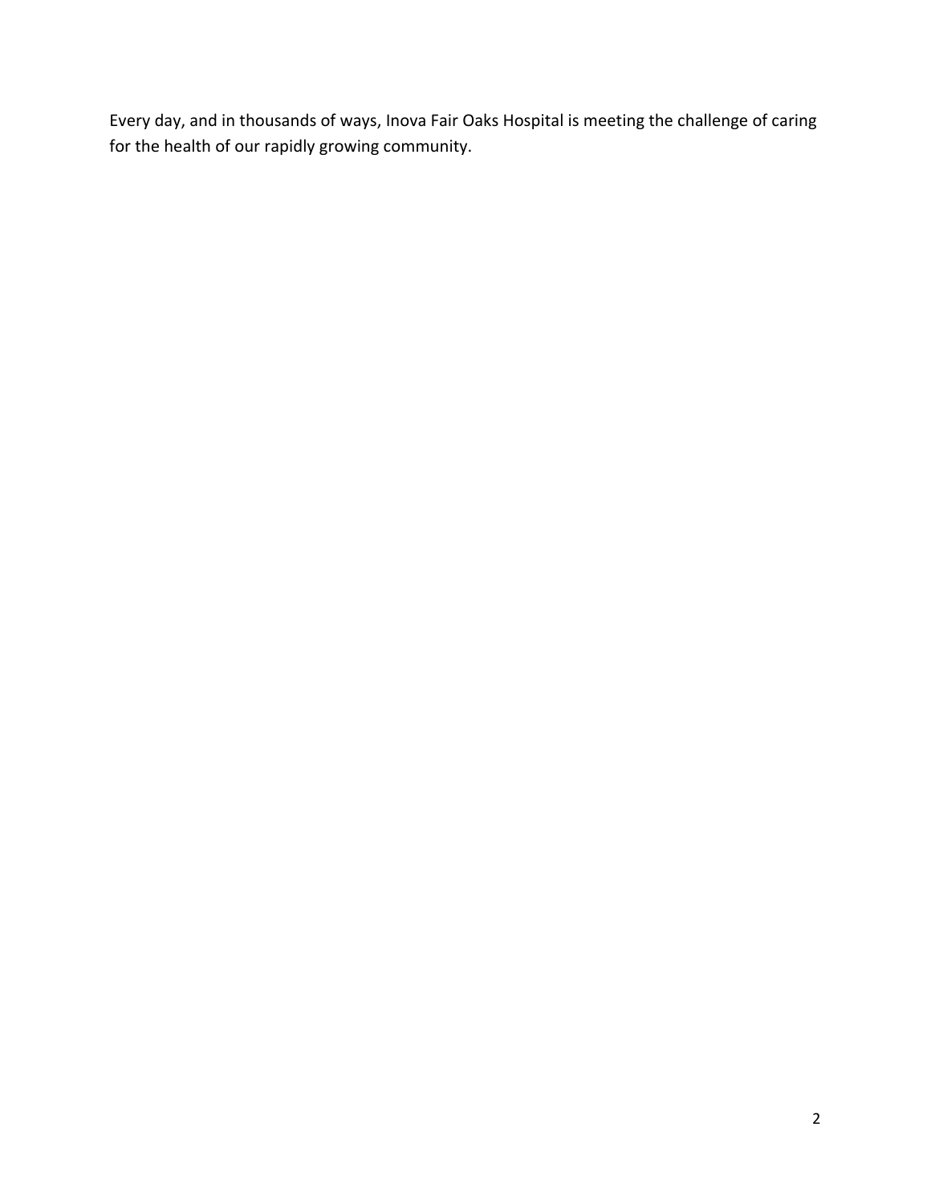Every day, and in thousands of ways, Inova Fair Oaks Hospital is meeting the challenge of caring for the health of our rapidly growing community.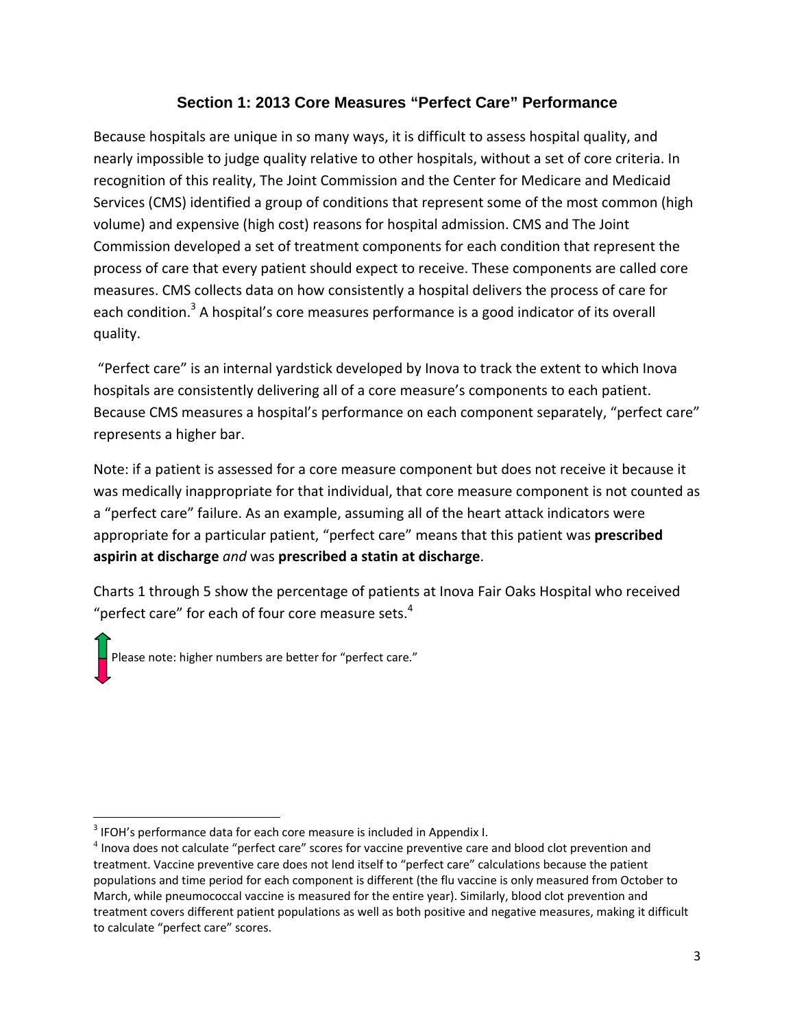## Section 1: 2013 Core Measures "Perfect Care" Performance

Because hospitals are unique in so many ways, it is difficult to assess hospital quality, and nearly impossible to judge quality relative to other hospitals, without a set of core criteria. In recognition of this reality, The Joint Commission and the Center for Medicare and Medicaid Services (CMS) identified a group of conditions that represent some of the most common (high volume) and expensive (high cost) reasons for hospital admission. CMS and The Joint Commission developed a set of treatment components for each condition that represent the process of care that every patient should expect to receive. These components are called core measures. CMS collects data on how consistently a hospital delivers the process of care for each condition.[3] A hospital's core measures performance is a good indicator of its overall quality.

"Perfect care" is an internal yardstick developed by Inova to track the extent to which Inova hospitals are consistently delivering all of a core measure's components to each patient. Because CMS measures a hospital's performance on each component separately, "perfect care" represents a higher bar.

Note: if a patient is assessed for a core measure component but does not receive it because it was medically inappropriate for that individual, that core measure component is not counted as a "perfect care" failure. As an example, assuming all of the heart attack indicators were appropriate for a particular patient, "perfect care" means that this patient was **prescribed aspirin at discharge** *and* was **prescribed a statin at discharge**.

Charts 1 through 5 show the percentage of patients at Inova Fair Oaks Hospital who received "perfect care" for each of four core measure sets.[4]

Please note: higher numbers are better for "perfect care."

---

[3] IFOH's performance data for each core measure is included in Appendix I.

[4] Inova does not calculate "perfect care" scores for vaccine preventive care and blood clot prevention and treatment. Vaccine preventive care does not lend itself to "perfect care" calculations because the patient populations and time period for each component is different (the flu vaccine is only measured from October to March, while pneumococcal vaccine is measured for the entire year). Similarly, blood clot prevention and treatment covers different patient populations as well as both positive and negative measures, making it difficult to calculate "perfect care" scores.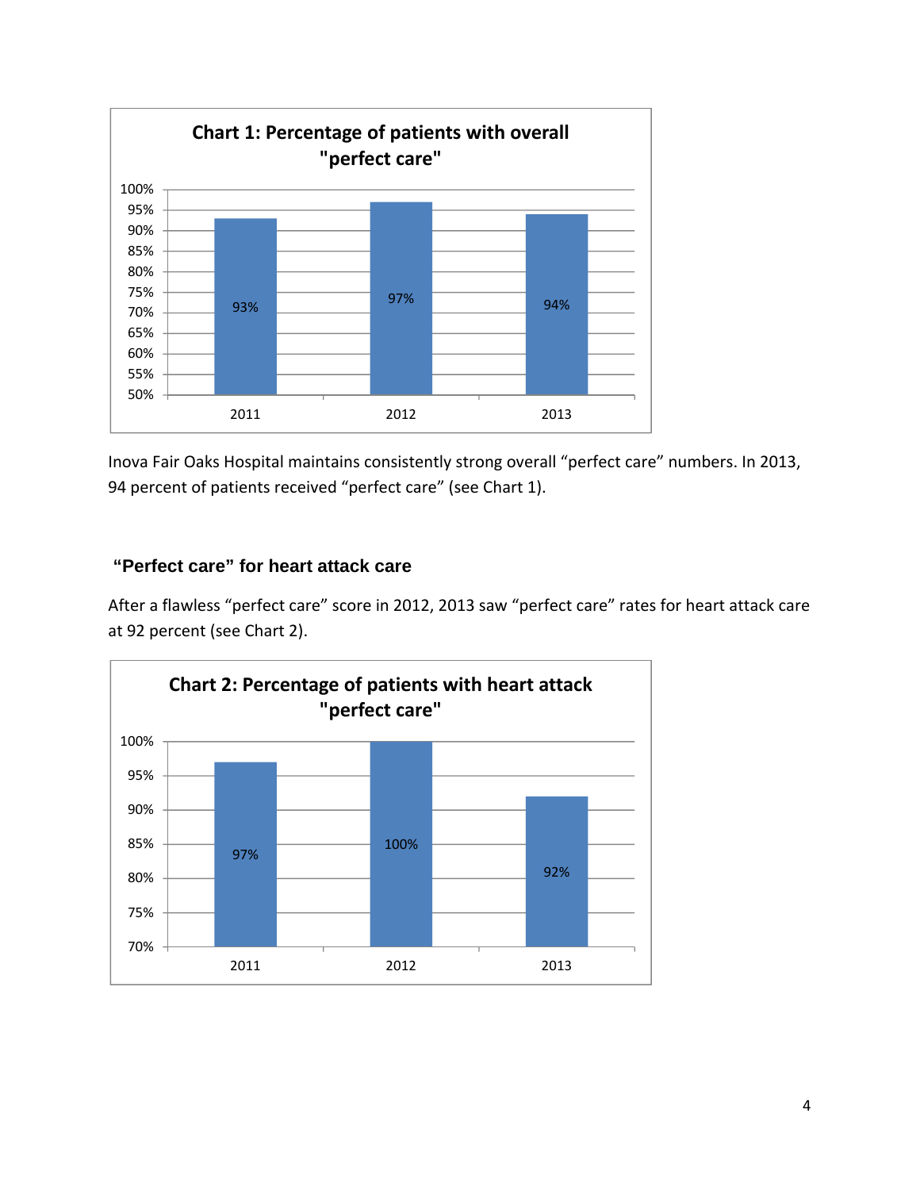**Chart 1: Percentage of patients with overall "perfect care"**

| Year | Percentage |
|---|---|
| 2011 | 93% |
| 2012 | 97% |
| 2013 | 94% |

Inova Fair Oaks Hospital maintains consistently strong overall "perfect care" numbers. In 2013, 94 percent of patients received "perfect care" (see Chart 1).

### "Perfect care" for heart attack care

After a flawless "perfect care" score in 2012, 2013 saw "perfect care" rates for heart attack care at 92 percent (see Chart 2).

**Chart 2: Percentage of patients with heart attack "perfect care"**

| Year | Percentage |
|---|---|
| 2011 | 97% |
| 2012 | 100% |
| 2013 | 92% |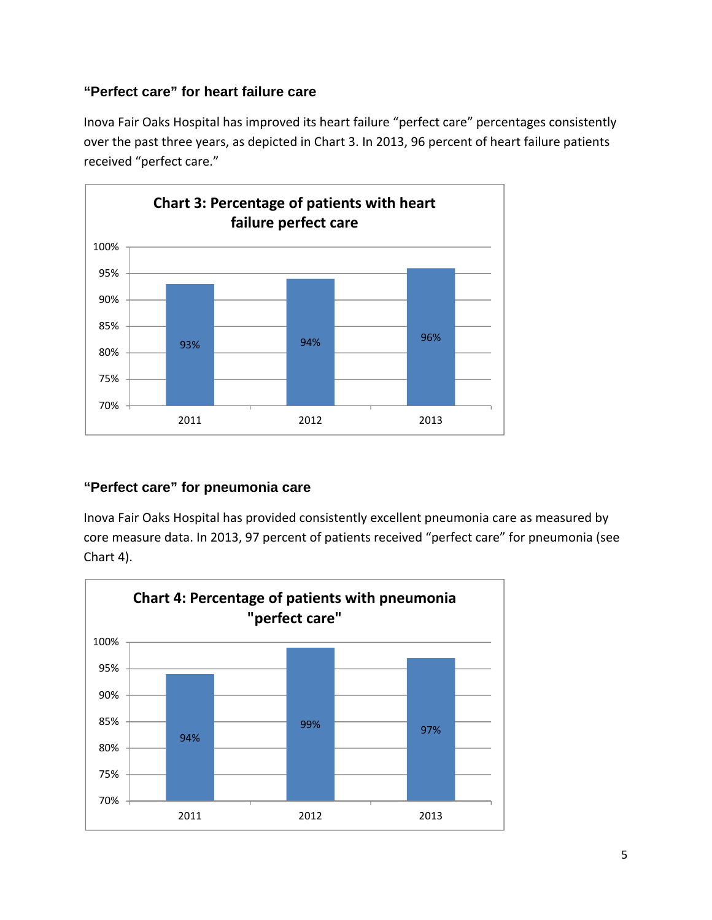### “Perfect care” for heart failure care

Inova Fair Oaks Hospital has improved its heart failure “perfect care” percentages consistently over the past three years, as depicted in Chart 3. In 2013, 96 percent of heart failure patients received “perfect care.”

**Chart 3: Percentage of patients with heart failure perfect care**

| Year | Percentage |
|---|---|
| 2011 | 93% |
| 2012 | 94% |
| 2013 | 96% |

### “Perfect care” for pneumonia care

Inova Fair Oaks Hospital has provided consistently excellent pneumonia care as measured by core measure data. In 2013, 97 percent of patients received “perfect care” for pneumonia (see Chart 4).

**Chart 4: Percentage of patients with pneumonia "perfect care"**

| Year | Percentage |
|---|---|
| 2011 | 94% |
| 2012 | 99% |
| 2013 | 97% |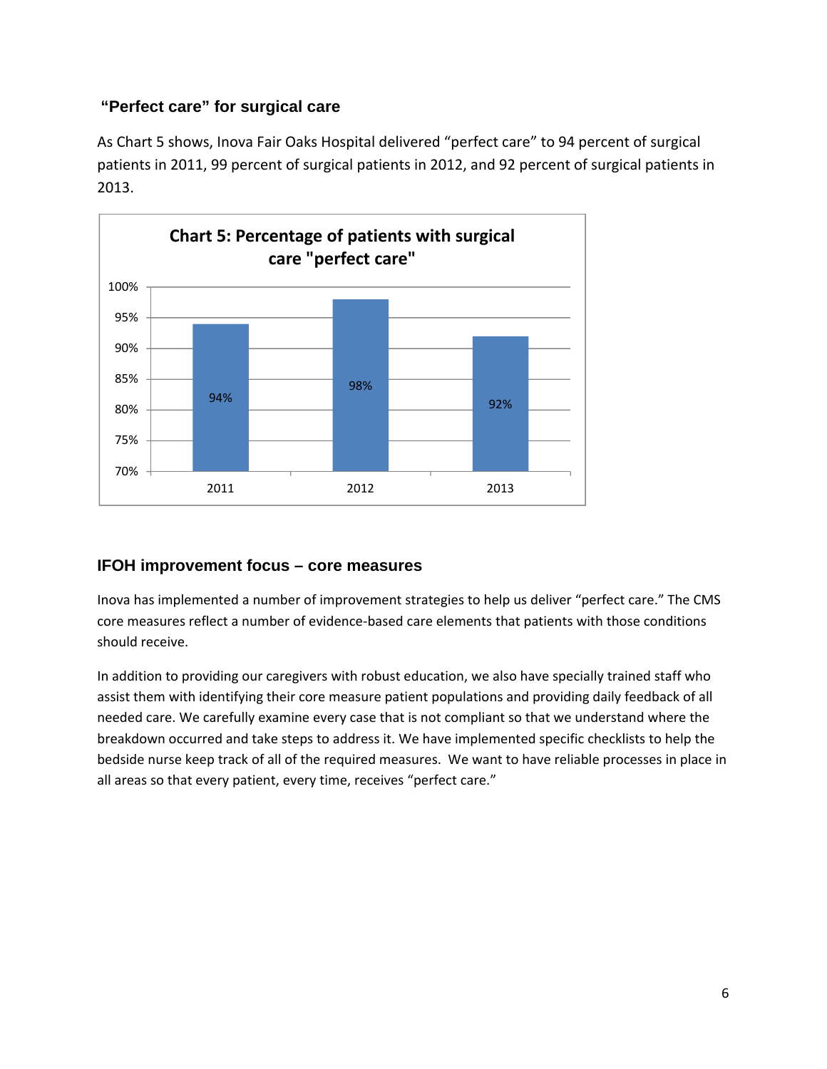### "Perfect care" for surgical care

As Chart 5 shows, Inova Fair Oaks Hospital delivered "perfect care" to 94 percent of surgical patients in 2011, 99 percent of surgical patients in 2012, and 92 percent of surgical patients in 2013.

**Chart 5: Percentage of patients with surgical care "perfect care"**

| Year | Percentage |
| --- | --- |
| 2011 | 94% |
| 2012 | 98% |
| 2013 | 92% |

### IFOH improvement focus – core measures

Inova has implemented a number of improvement strategies to help us deliver "perfect care." The CMS core measures reflect a number of evidence-based care elements that patients with those conditions should receive.

In addition to providing our caregivers with robust education, we also have specially trained staff who assist them with identifying their core measure patient populations and providing daily feedback of all needed care. We carefully examine every case that is not compliant so that we understand where the breakdown occurred and take steps to address it. We have implemented specific checklists to help the bedside nurse keep track of all of the required measures. We want to have reliable processes in place in all areas so that every patient, every time, receives "perfect care."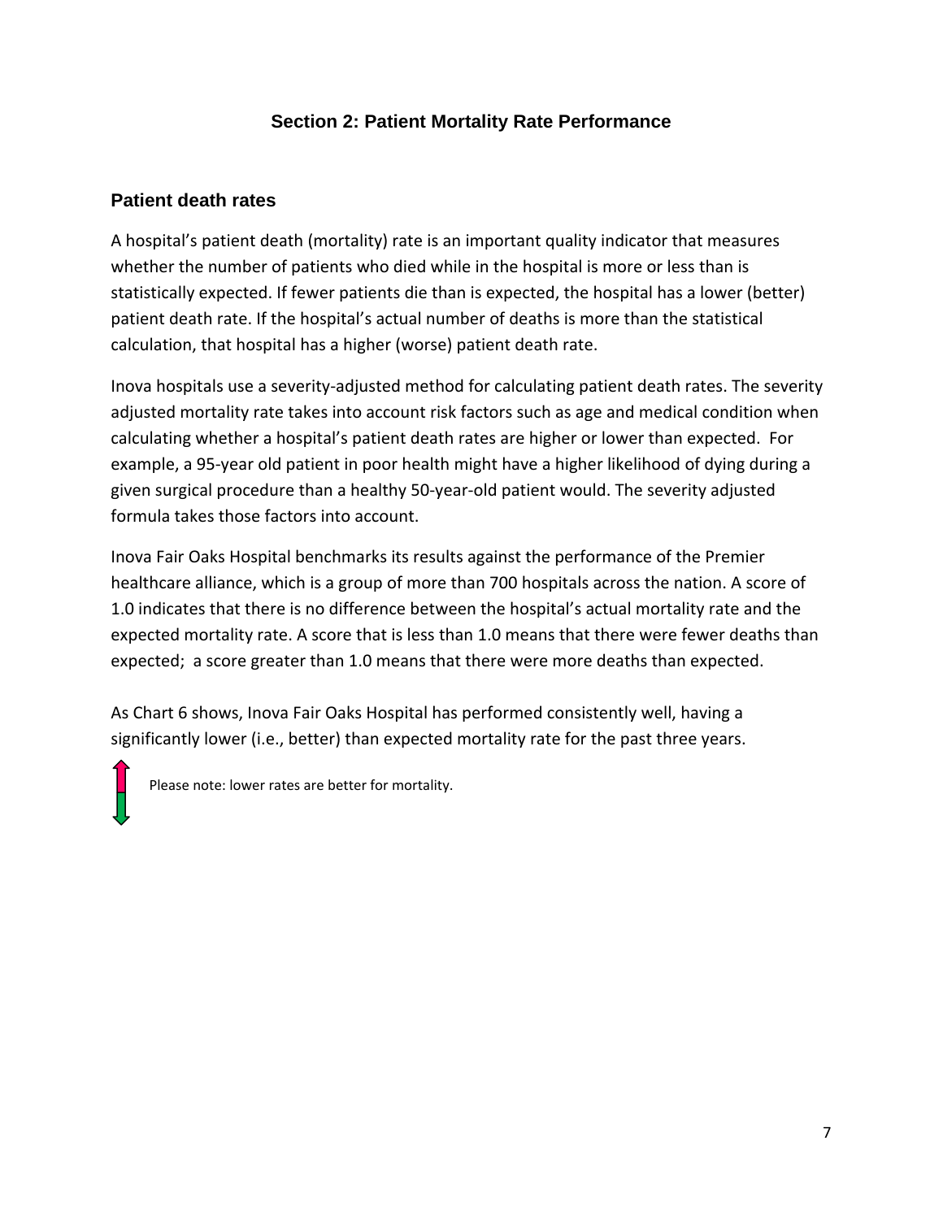# Section 2: Patient Mortality Rate Performance

## Patient death rates

A hospital's patient death (mortality) rate is an important quality indicator that measures whether the number of patients who died while in the hospital is more or less than is statistically expected. If fewer patients die than is expected, the hospital has a lower (better) patient death rate. If the hospital's actual number of deaths is more than the statistical calculation, that hospital has a higher (worse) patient death rate.

Inova hospitals use a severity-adjusted method for calculating patient death rates. The severity adjusted mortality rate takes into account risk factors such as age and medical condition when calculating whether a hospital's patient death rates are higher or lower than expected. For example, a 95-year old patient in poor health might have a higher likelihood of dying during a given surgical procedure than a healthy 50-year-old patient would. The severity adjusted formula takes those factors into account.

Inova Fair Oaks Hospital benchmarks its results against the performance of the Premier healthcare alliance, which is a group of more than 700 hospitals across the nation. A score of 1.0 indicates that there is no difference between the hospital's actual mortality rate and the expected mortality rate. A score that is less than 1.0 means that there were fewer deaths than expected; a score greater than 1.0 means that there were more deaths than expected.

As Chart 6 shows, Inova Fair Oaks Hospital has performed consistently well, having a significantly lower (i.e., better) than expected mortality rate for the past three years.

Please note: lower rates are better for mortality.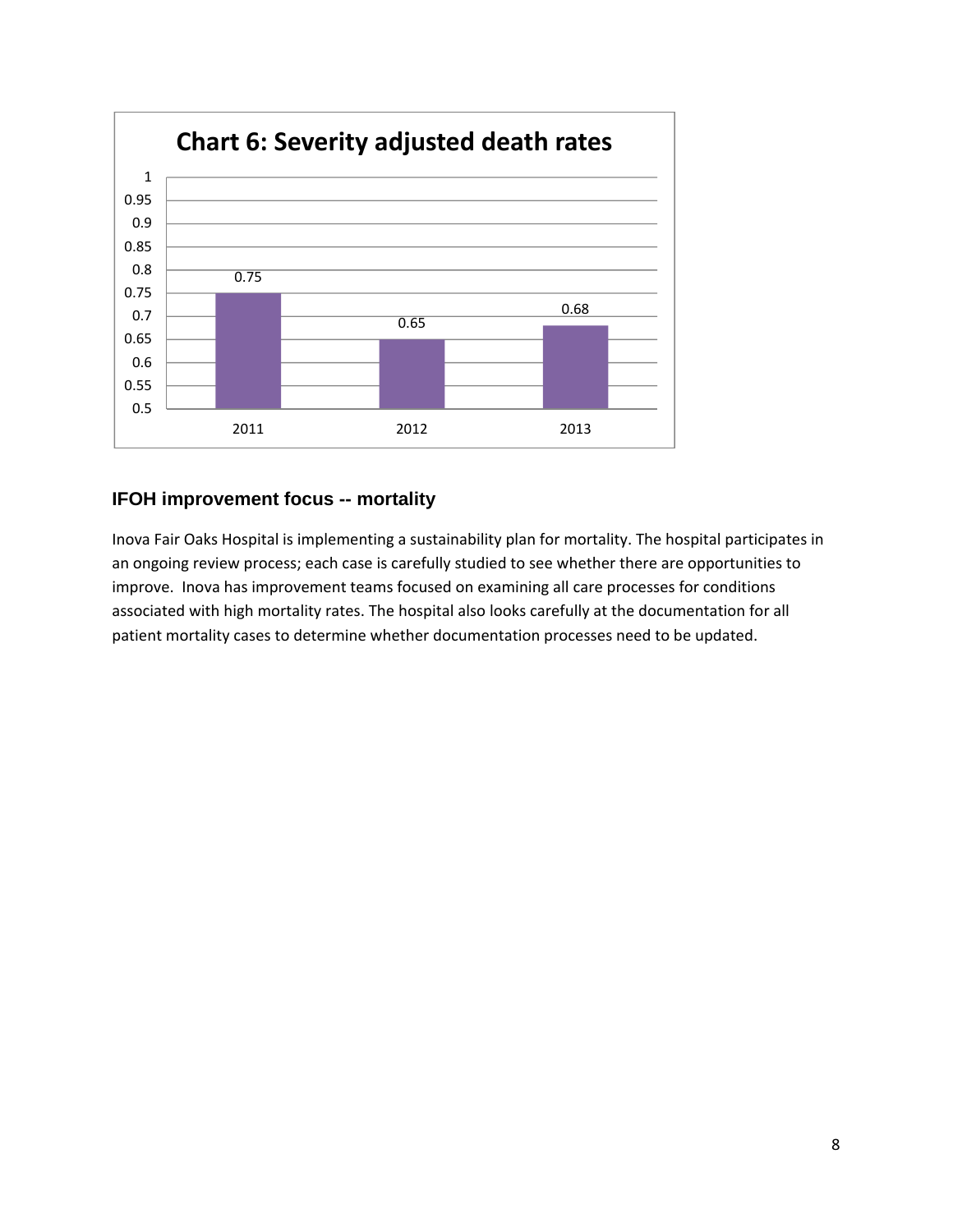**Chart 6: Severity adjusted death rates**

| Year | Rate |
|---|---|
| 2011 | 0.75 |
| 2012 | 0.65 |
| 2013 | 0.68 |

### IFOH improvement focus -- mortality

Inova Fair Oaks Hospital is implementing a sustainability plan for mortality. The hospital participates in an ongoing review process; each case is carefully studied to see whether there are opportunities to improve. Inova has improvement teams focused on examining all care processes for conditions associated with high mortality rates. The hospital also looks carefully at the documentation for all patient mortality cases to determine whether documentation processes need to be updated.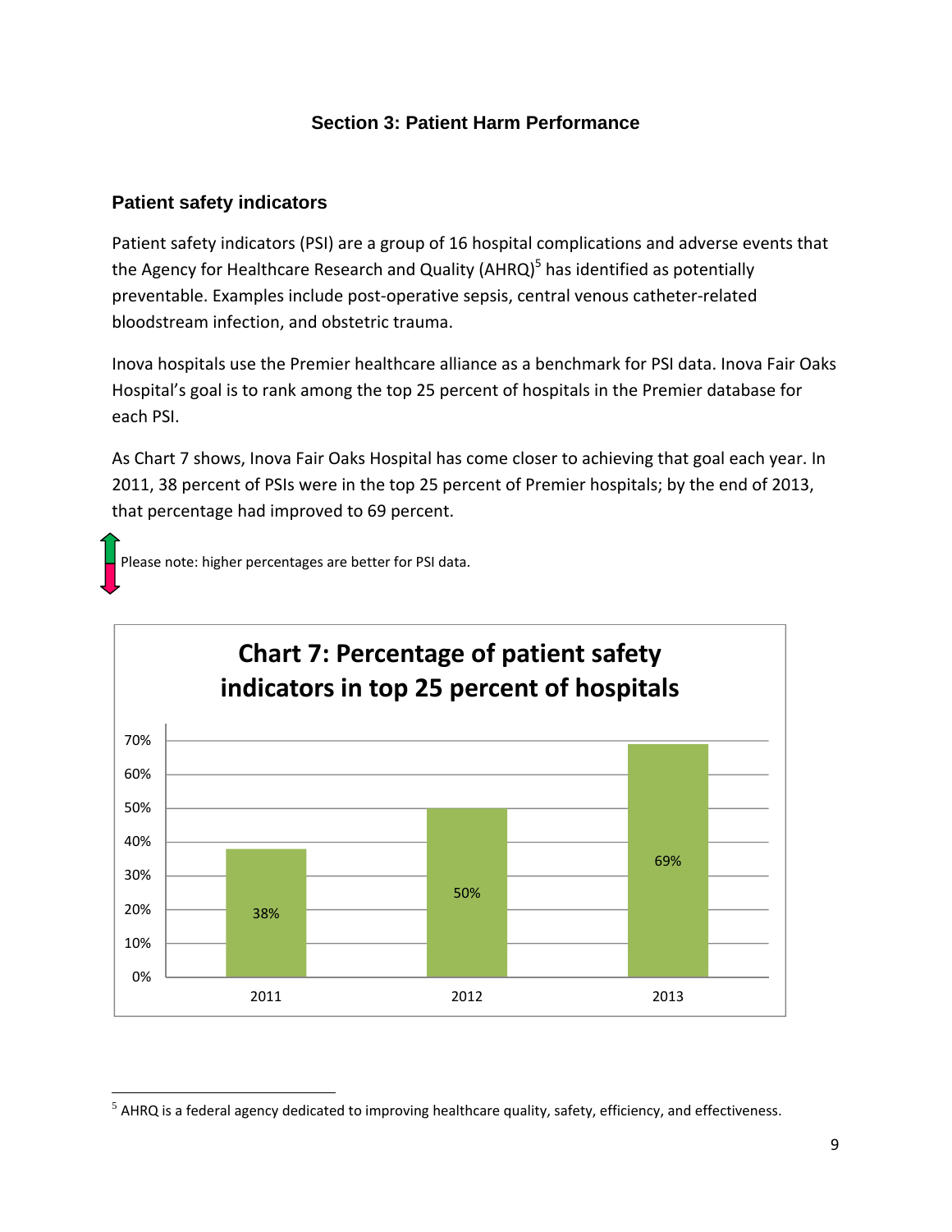## Section 3: Patient Harm Performance

### Patient safety indicators

Patient safety indicators (PSI) are a group of 16 hospital complications and adverse events that the Agency for Healthcare Research and Quality (AHRQ)[5] has identified as potentially preventable. Examples include post-operative sepsis, central venous catheter-related bloodstream infection, and obstetric trauma.

Inova hospitals use the Premier healthcare alliance as a benchmark for PSI data. Inova Fair Oaks Hospital's goal is to rank among the top 25 percent of hospitals in the Premier database for each PSI.

As Chart 7 shows, Inova Fair Oaks Hospital has come closer to achieving that goal each year. In 2011, 38 percent of PSIs were in the top 25 percent of Premier hospitals; by the end of 2013, that percentage had improved to 69 percent.

Please note: higher percentages are better for PSI data.

**Chart 7: Percentage of patient safety indicators in top 25 percent of hospitals**

| Year | Percentage |
|---|---|
| 2011 | 38% |
| 2012 | 50% |
| 2013 | 69% |

---

[5] AHRQ is a federal agency dedicated to improving healthcare quality, safety, efficiency, and effectiveness.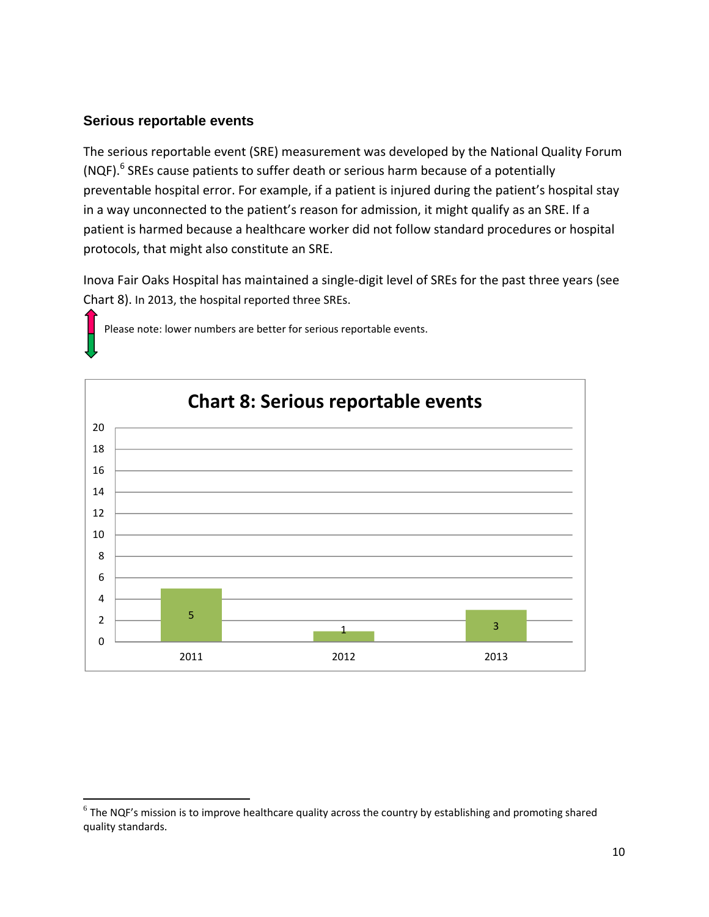### Serious reportable events

The serious reportable event (SRE) measurement was developed by the National Quality Forum (NQF).[6] SREs cause patients to suffer death or serious harm because of a potentially preventable hospital error. For example, if a patient is injured during the patient's hospital stay in a way unconnected to the patient's reason for admission, it might qualify as an SRE. If a patient is harmed because a healthcare worker did not follow standard procedures or hospital protocols, that might also constitute an SRE.

Inova Fair Oaks Hospital has maintained a single-digit level of SREs for the past three years (see Chart 8). In 2013, the hospital reported three SREs.

Please note: lower numbers are better for serious reportable events.

**Chart 8: Serious reportable events**

| Year | Serious reportable events |
|---|---|
| 2011 | 5 |
| 2012 | 1 |
| 2013 | 3 |

---

[6] The NQF's mission is to improve healthcare quality across the country by establishing and promoting shared quality standards.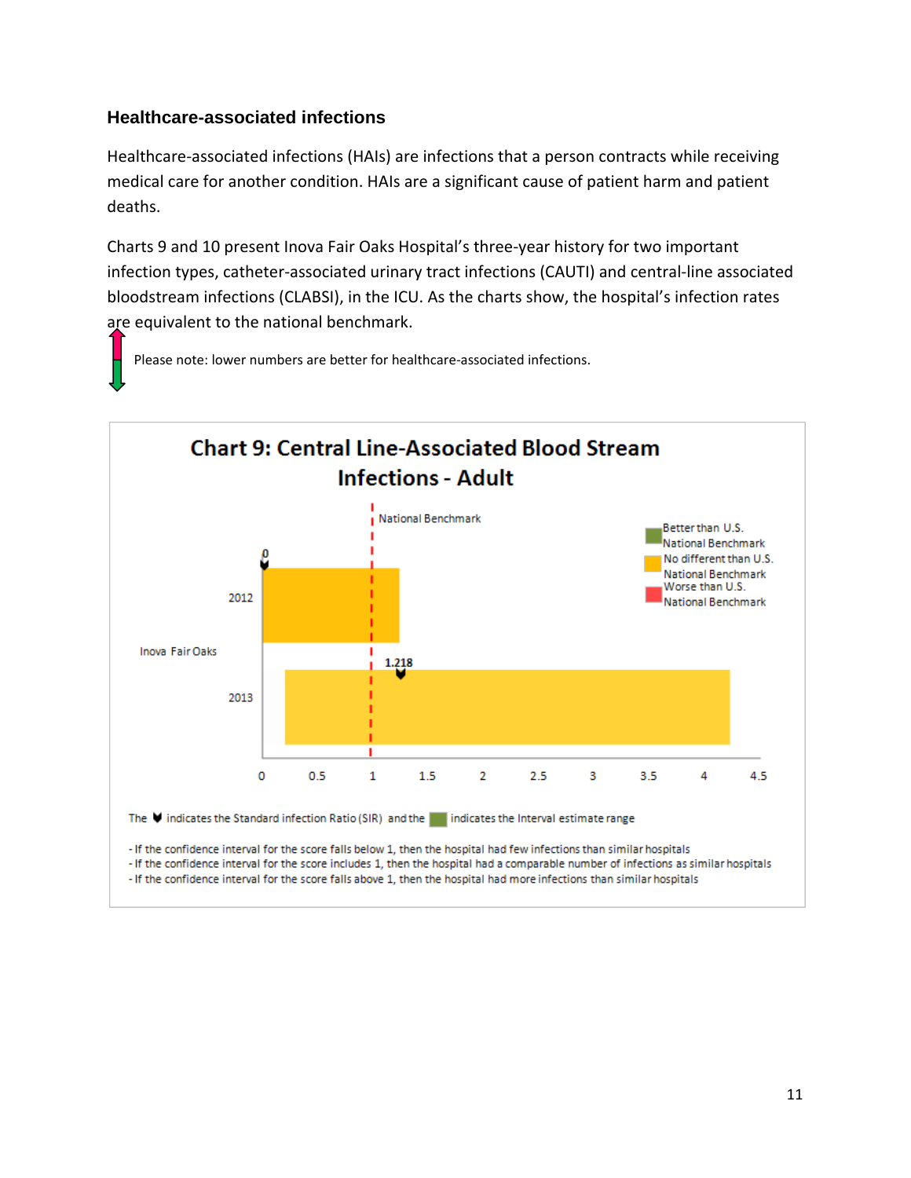### Healthcare-associated infections

Healthcare-associated infections (HAIs) are infections that a person contracts while receiving medical care for another condition. HAIs are a significant cause of patient harm and patient deaths.

Charts 9 and 10 present Inova Fair Oaks Hospital's three-year history for two important infection types, catheter-associated urinary tract infections (CAUTI) and central-line associated bloodstream infections (CLABSI), in the ICU. As the charts show, the hospital's infection rates are equivalent to the national benchmark.

Please note: lower numbers are better for healthcare-associated infections.

**Chart 9: Central Line-Associated Blood Stream Infections - Adult**

National Benchmark

Better than U.S. National Benchmark
No different than U.S. National Benchmark
Worse than U.S. National Benchmark

Inova Fair Oaks

| Year | SIR |
|---|---|
| 2012 | 0 |
| 2013 | 1.218 |

0 0.5 1 1.5 2 2.5 3 3.5 4 4.5

The indicates the Standard infection Ratio (SIR) and the indicates the Interval estimate range

- If the confidence interval for the score falls below 1, then the hospital had few infections than similar hospitals
- If the confidence interval for the score includes 1, then the hospital had a comparable number of infections as similar hospitals
- If the confidence interval for the score falls above 1, then the hospital had more infections than similar hospitals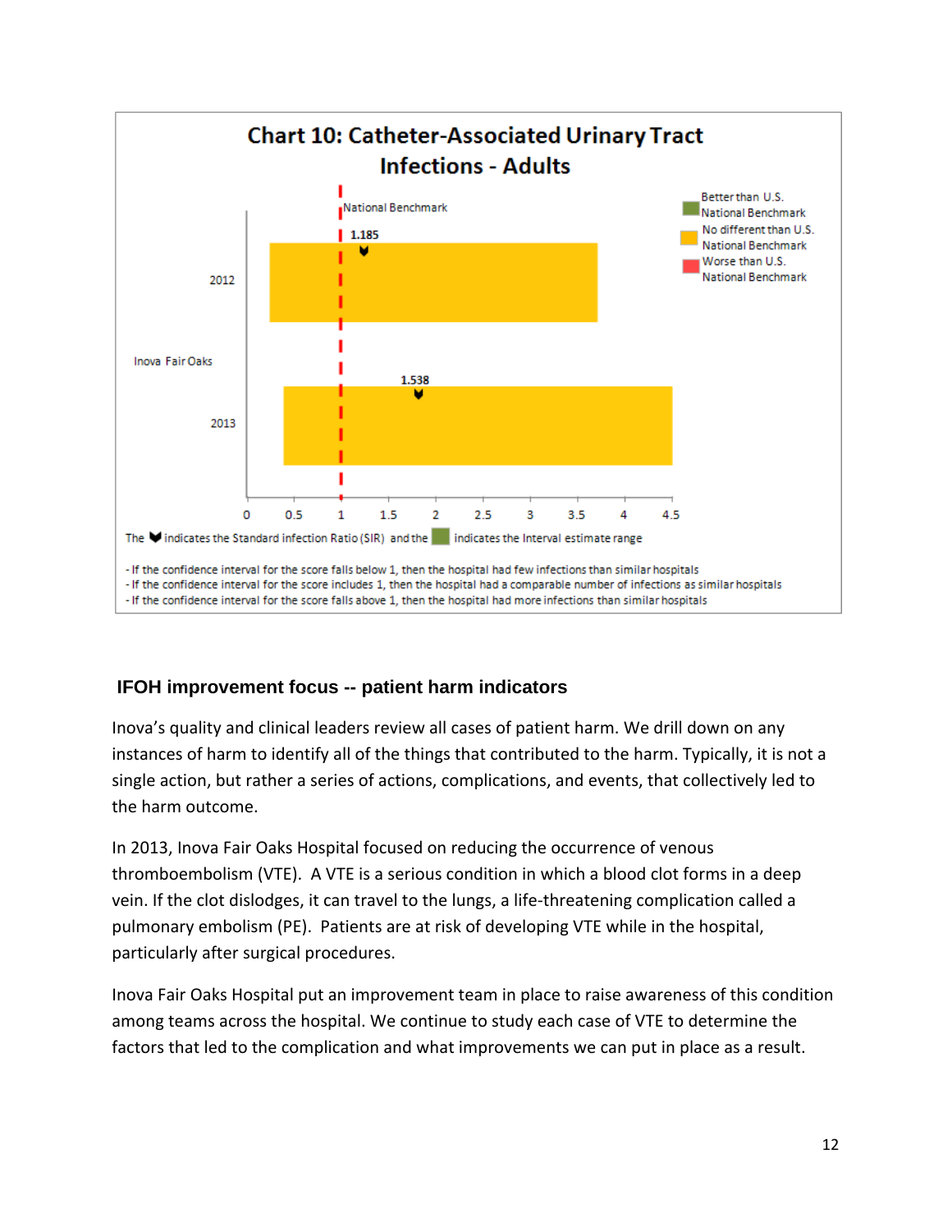**Chart 10: Catheter-Associated Urinary Tract Infections - Adults**

Inova Fair Oaks

| Year | SIR |
|---|---|
| 2012 | 1.185 |
| 2013 | 1.538 |

National Benchmark

Better than U.S. National Benchmark
No different than U.S. National Benchmark
Worse than U.S. National Benchmark

The ♥ indicates the Standard infection Ratio (SIR) and the ■ indicates the Interval estimate range

- If the confidence interval for the score falls below 1, then the hospital had few infections than similar hospitals
- If the confidence interval for the score includes 1, then the hospital had a comparable number of infections as similar hospitals
- If the confidence interval for the score falls above 1, then the hospital had more infections than similar hospitals

## IFOH improvement focus -- patient harm indicators

Inova's quality and clinical leaders review all cases of patient harm. We drill down on any instances of harm to identify all of the things that contributed to the harm. Typically, it is not a single action, but rather a series of actions, complications, and events, that collectively led to the harm outcome.

In 2013, Inova Fair Oaks Hospital focused on reducing the occurrence of venous thromboembolism (VTE). A VTE is a serious condition in which a blood clot forms in a deep vein. If the clot dislodges, it can travel to the lungs, a life-threatening complication called a pulmonary embolism (PE). Patients are at risk of developing VTE while in the hospital, particularly after surgical procedures.

Inova Fair Oaks Hospital put an improvement team in place to raise awareness of this condition among teams across the hospital. We continue to study each case of VTE to determine the factors that led to the complication and what improvements we can put in place as a result.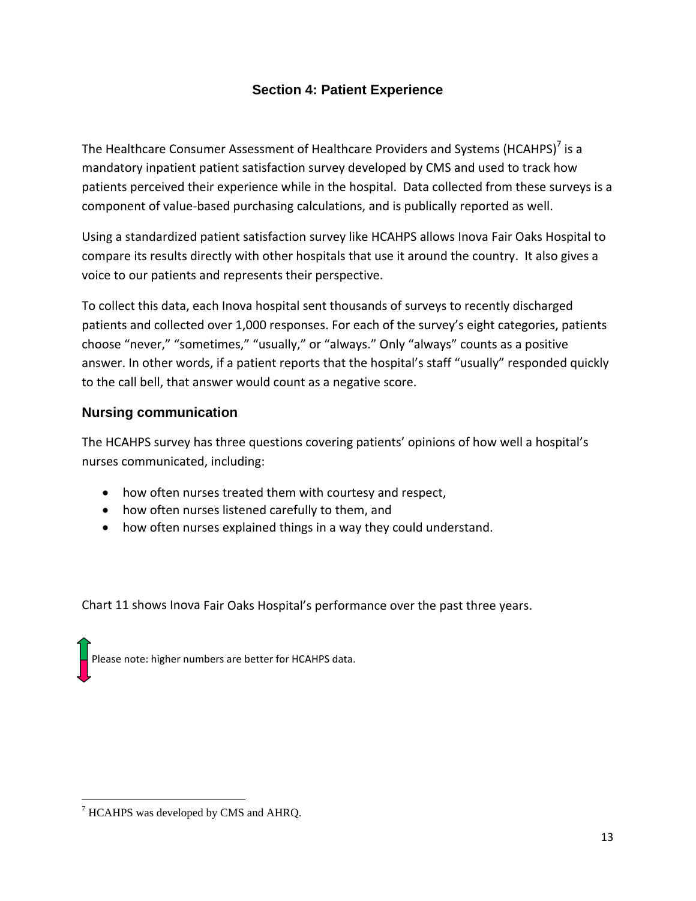## Section 4: Patient Experience

The Healthcare Consumer Assessment of Healthcare Providers and Systems (HCAHPS)[7] is a mandatory inpatient patient satisfaction survey developed by CMS and used to track how patients perceived their experience while in the hospital. Data collected from these surveys is a component of value-based purchasing calculations, and is publically reported as well.

Using a standardized patient satisfaction survey like HCAHPS allows Inova Fair Oaks Hospital to compare its results directly with other hospitals that use it around the country. It also gives a voice to our patients and represents their perspective.

To collect this data, each Inova hospital sent thousands of surveys to recently discharged patients and collected over 1,000 responses. For each of the survey's eight categories, patients choose "never," "sometimes," "usually," or "always." Only "always" counts as a positive answer. In other words, if a patient reports that the hospital's staff "usually" responded quickly to the call bell, that answer would count as a negative score.

### Nursing communication

The HCAHPS survey has three questions covering patients' opinions of how well a hospital's nurses communicated, including:

- how often nurses treated them with courtesy and respect,
- how often nurses listened carefully to them, and
- how often nurses explained things in a way they could understand.

Chart 11 shows Inova Fair Oaks Hospital's performance over the past three years.

Please note: higher numbers are better for HCAHPS data.

[7] HCAHPS was developed by CMS and AHRQ.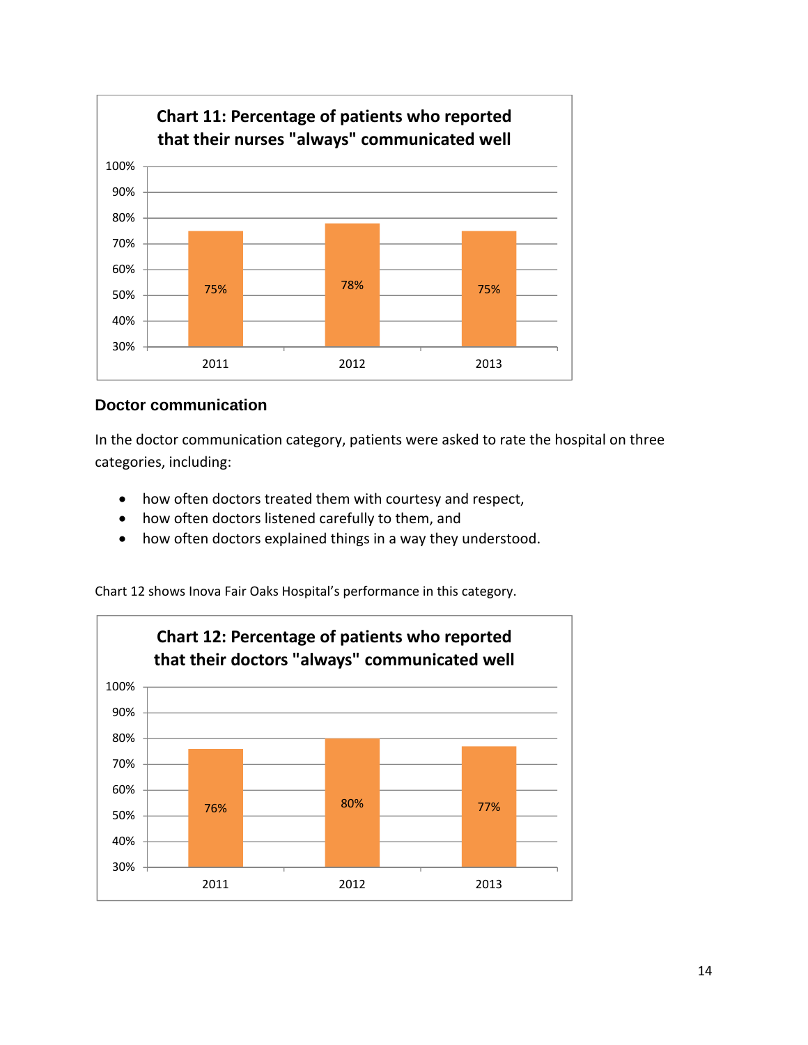**Chart 11: Percentage of patients who reported that their nurses "always" communicated well**

| Year | Percentage |
|---|---|
| 2011 | 75% |
| 2012 | 78% |
| 2013 | 75% |

### Doctor communication

In the doctor communication category, patients were asked to rate the hospital on three categories, including:

- how often doctors treated them with courtesy and respect,
- how often doctors listened carefully to them, and
- how often doctors explained things in a way they understood.

Chart 12 shows Inova Fair Oaks Hospital's performance in this category.

**Chart 12: Percentage of patients who reported that their doctors "always" communicated well**

| Year | Percentage |
|---|---|
| 2011 | 76% |
| 2012 | 80% |
| 2013 | 77% |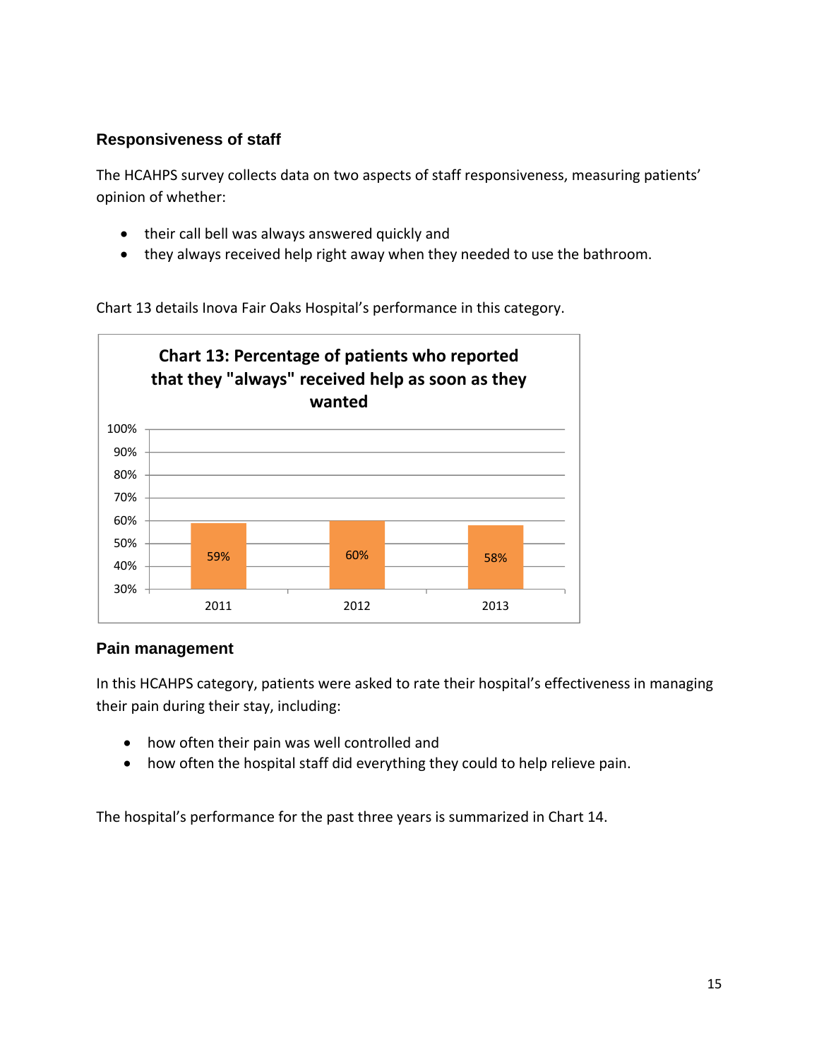### Responsiveness of staff

The HCAHPS survey collects data on two aspects of staff responsiveness, measuring patients' opinion of whether:

- their call bell was always answered quickly and
- they always received help right away when they needed to use the bathroom.

Chart 13 details Inova Fair Oaks Hospital's performance in this category.

**Chart 13: Percentage of patients who reported that they "always" received help as soon as they wanted**

| Year | Percentage |
|---|---|
| 2011 | 59% |
| 2012 | 60% |
| 2013 | 58% |

### Pain management

In this HCAHPS category, patients were asked to rate their hospital's effectiveness in managing their pain during their stay, including:

- how often their pain was well controlled and
- how often the hospital staff did everything they could to help relieve pain.

The hospital's performance for the past three years is summarized in Chart 14.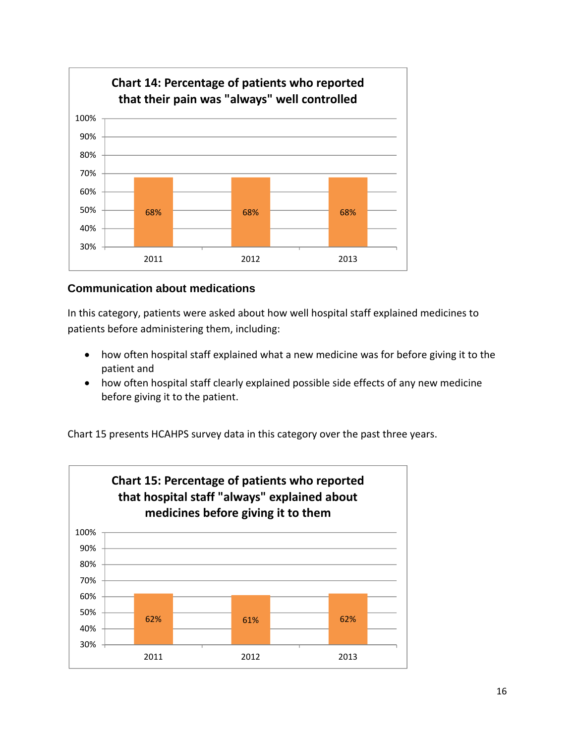**Chart 14: Percentage of patients who reported that their pain was "always" well controlled**

| Year | Percentage |
|---|---|
| 2011 | 68% |
| 2012 | 68% |
| 2013 | 68% |

### Communication about medications

In this category, patients were asked about how well hospital staff explained medicines to patients before administering them, including:

- how often hospital staff explained what a new medicine was for before giving it to the patient and
- how often hospital staff clearly explained possible side effects of any new medicine before giving it to the patient.

Chart 15 presents HCAHPS survey data in this category over the past three years.

**Chart 15: Percentage of patients who reported that hospital staff "always" explained about medicines before giving it to them**

| Year | Percentage |
|---|---|
| 2011 | 62% |
| 2012 | 61% |
| 2013 | 62% |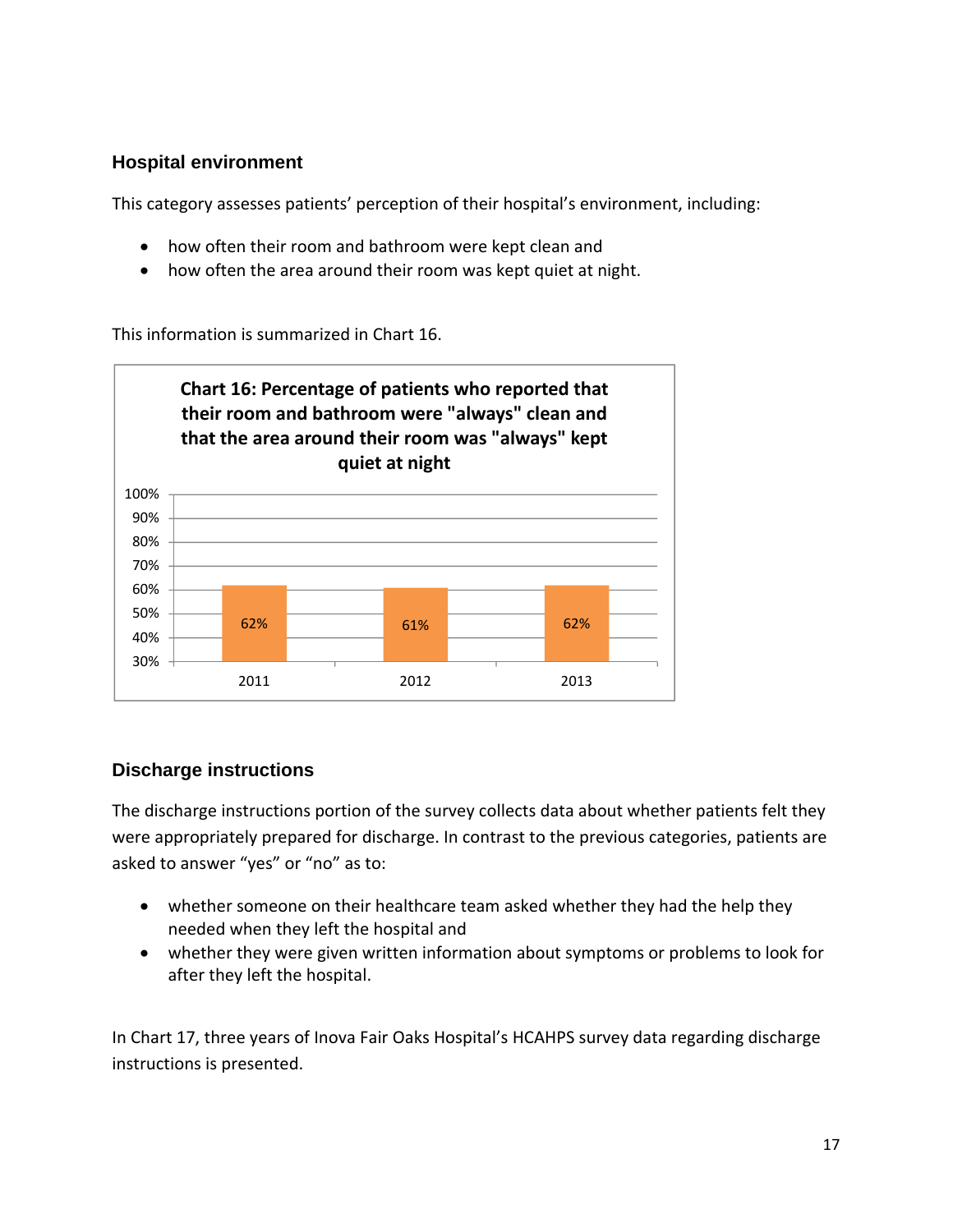### Hospital environment

This category assesses patients' perception of their hospital's environment, including:

- how often their room and bathroom were kept clean and
- how often the area around their room was kept quiet at night.

This information is summarized in Chart 16.

**Chart 16: Percentage of patients who reported that their room and bathroom were "always" clean and that the area around their room was "always" kept quiet at night**

| Year | Percentage |
| --- | --- |
| 2011 | 62% |
| 2012 | 61% |
| 2013 | 62% |

### Discharge instructions

The discharge instructions portion of the survey collects data about whether patients felt they were appropriately prepared for discharge. In contrast to the previous categories, patients are asked to answer "yes" or "no" as to:

- whether someone on their healthcare team asked whether they had the help they needed when they left the hospital and
- whether they were given written information about symptoms or problems to look for after they left the hospital.

In Chart 17, three years of Inova Fair Oaks Hospital's HCAHPS survey data regarding discharge instructions is presented.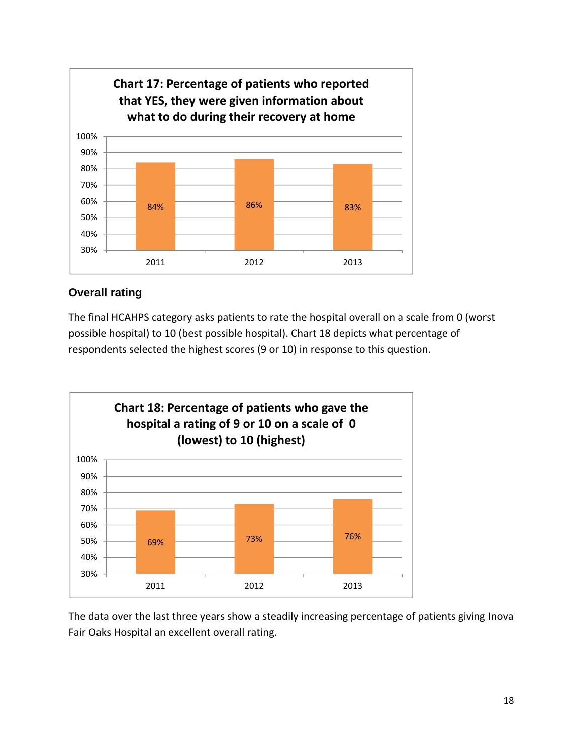**Chart 17: Percentage of patients who reported that YES, they were given information about what to do during their recovery at home**

| Year | Percentage |
|---|---|
| 2011 | 84% |
| 2012 | 86% |
| 2013 | 83% |

## Overall rating

The final HCAHPS category asks patients to rate the hospital overall on a scale from 0 (worst possible hospital) to 10 (best possible hospital). Chart 18 depicts what percentage of respondents selected the highest scores (9 or 10) in response to this question.

**Chart 18: Percentage of patients who gave the hospital a rating of 9 or 10 on a scale of 0 (lowest) to 10 (highest)**

| Year | Percentage |
|---|---|
| 2011 | 69% |
| 2012 | 73% |
| 2013 | 76% |

The data over the last three years show a steadily increasing percentage of patients giving Inova Fair Oaks Hospital an excellent overall rating.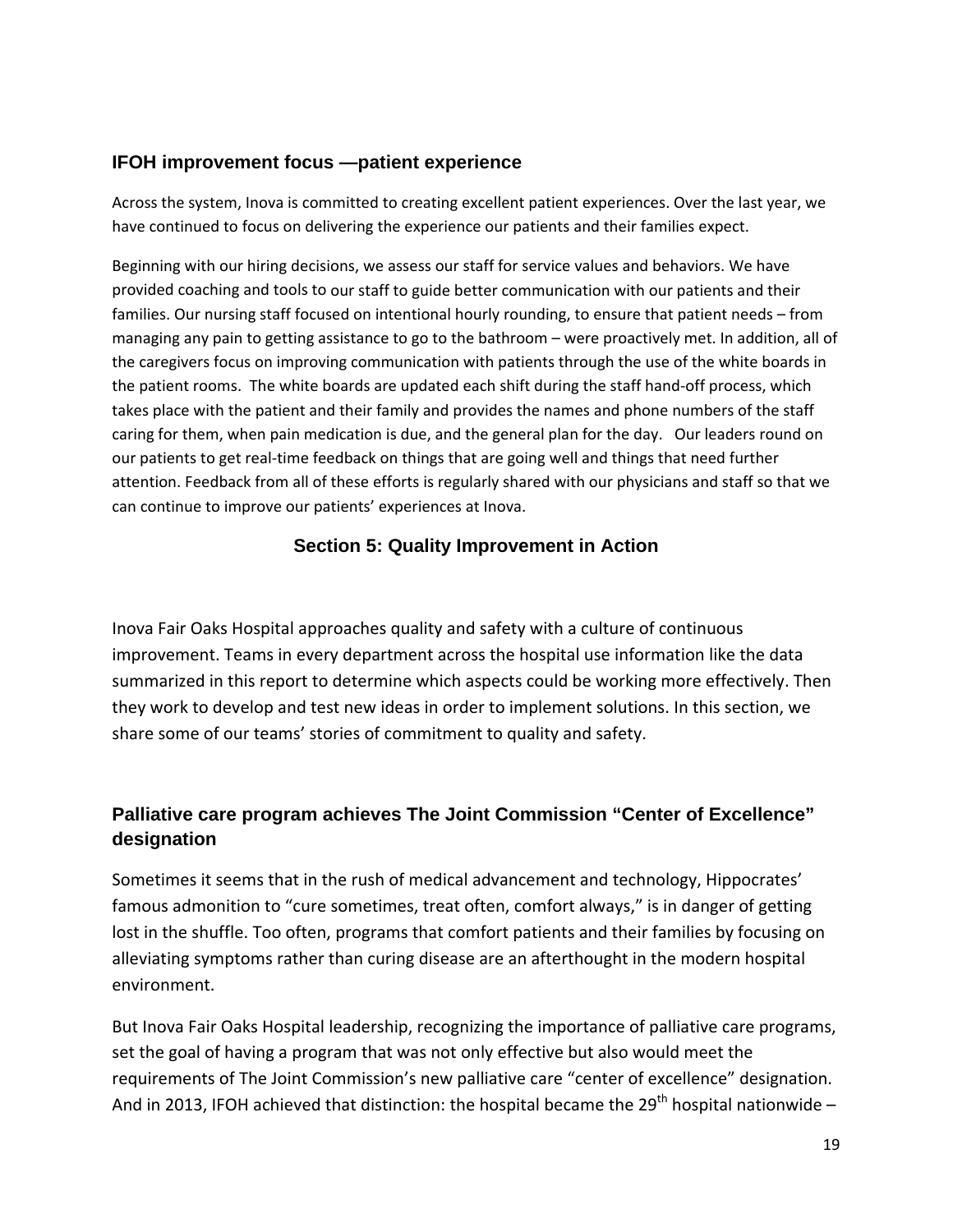## IFOH improvement focus —patient experience

Across the system, Inova is committed to creating excellent patient experiences. Over the last year, we have continued to focus on delivering the experience our patients and their families expect.

Beginning with our hiring decisions, we assess our staff for service values and behaviors. We have provided coaching and tools to our staff to guide better communication with our patients and their families. Our nursing staff focused on intentional hourly rounding, to ensure that patient needs – from managing any pain to getting assistance to go to the bathroom – were proactively met. In addition, all of the caregivers focus on improving communication with patients through the use of the white boards in the patient rooms. The white boards are updated each shift during the staff hand-off process, which takes place with the patient and their family and provides the names and phone numbers of the staff caring for them, when pain medication is due, and the general plan for the day. Our leaders round on our patients to get real-time feedback on things that are going well and things that need further attention. Feedback from all of these efforts is regularly shared with our physicians and staff so that we can continue to improve our patients' experiences at Inova.

# Section 5: Quality Improvement in Action

Inova Fair Oaks Hospital approaches quality and safety with a culture of continuous improvement. Teams in every department across the hospital use information like the data summarized in this report to determine which aspects could be working more effectively. Then they work to develop and test new ideas in order to implement solutions. In this section, we share some of our teams' stories of commitment to quality and safety.

## Palliative care program achieves The Joint Commission "Center of Excellence" designation

Sometimes it seems that in the rush of medical advancement and technology, Hippocrates' famous admonition to "cure sometimes, treat often, comfort always," is in danger of getting lost in the shuffle. Too often, programs that comfort patients and their families by focusing on alleviating symptoms rather than curing disease are an afterthought in the modern hospital environment.

But Inova Fair Oaks Hospital leadership, recognizing the importance of palliative care programs, set the goal of having a program that was not only effective but also would meet the requirements of The Joint Commission's new palliative care "center of excellence" designation. And in 2013, IFOH achieved that distinction: the hospital became the 29th hospital nationwide –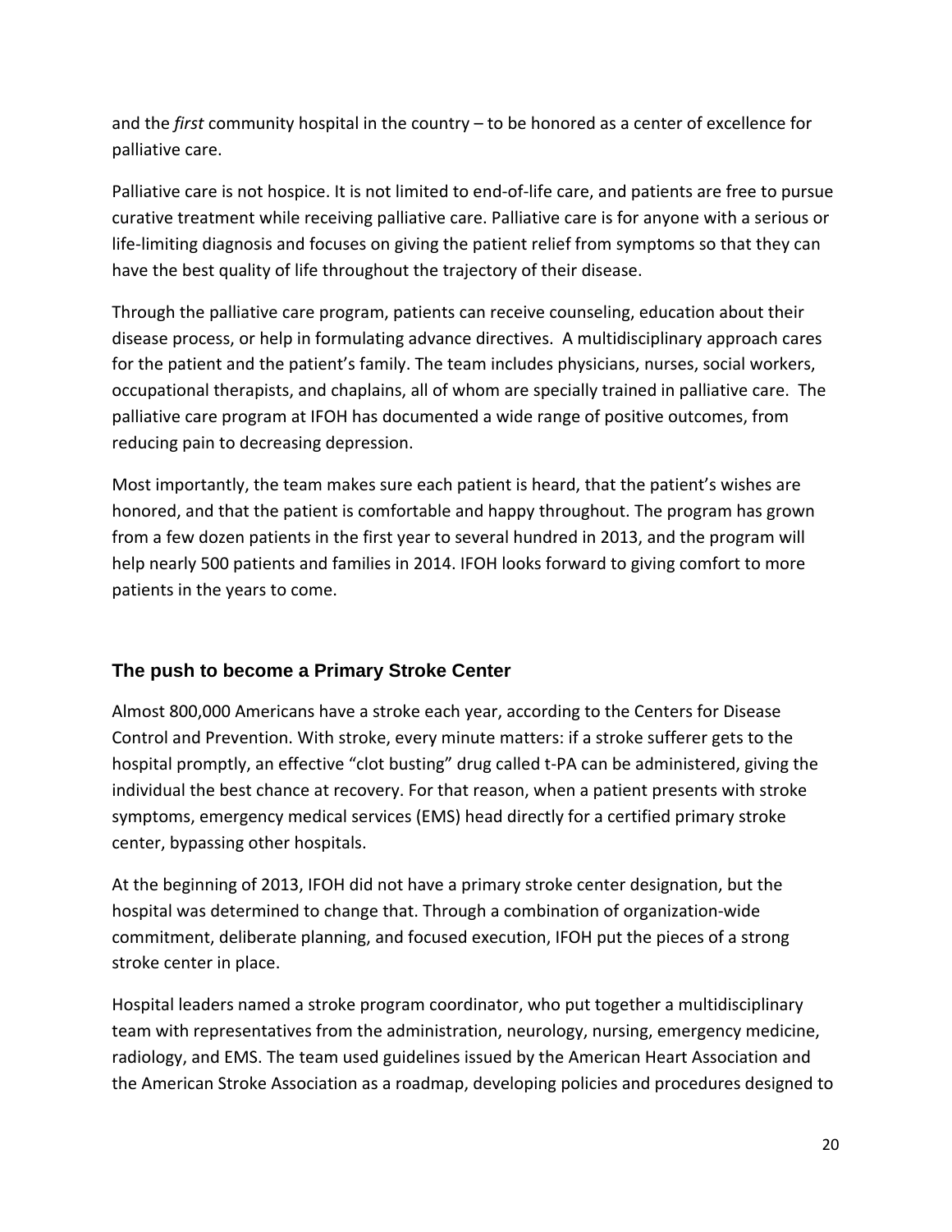and the *first* community hospital in the country – to be honored as a center of excellence for palliative care.

Palliative care is not hospice. It is not limited to end-of-life care, and patients are free to pursue curative treatment while receiving palliative care. Palliative care is for anyone with a serious or life-limiting diagnosis and focuses on giving the patient relief from symptoms so that they can have the best quality of life throughout the trajectory of their disease.

Through the palliative care program, patients can receive counseling, education about their disease process, or help in formulating advance directives. A multidisciplinary approach cares for the patient and the patient's family. The team includes physicians, nurses, social workers, occupational therapists, and chaplains, all of whom are specially trained in palliative care. The palliative care program at IFOH has documented a wide range of positive outcomes, from reducing pain to decreasing depression.

Most importantly, the team makes sure each patient is heard, that the patient's wishes are honored, and that the patient is comfortable and happy throughout. The program has grown from a few dozen patients in the first year to several hundred in 2013, and the program will help nearly 500 patients and families in 2014. IFOH looks forward to giving comfort to more patients in the years to come.

## The push to become a Primary Stroke Center

Almost 800,000 Americans have a stroke each year, according to the Centers for Disease Control and Prevention. With stroke, every minute matters: if a stroke sufferer gets to the hospital promptly, an effective "clot busting" drug called t-PA can be administered, giving the individual the best chance at recovery. For that reason, when a patient presents with stroke symptoms, emergency medical services (EMS) head directly for a certified primary stroke center, bypassing other hospitals.

At the beginning of 2013, IFOH did not have a primary stroke center designation, but the hospital was determined to change that. Through a combination of organization-wide commitment, deliberate planning, and focused execution, IFOH put the pieces of a strong stroke center in place.

Hospital leaders named a stroke program coordinator, who put together a multidisciplinary team with representatives from the administration, neurology, nursing, emergency medicine, radiology, and EMS. The team used guidelines issued by the American Heart Association and the American Stroke Association as a roadmap, developing policies and procedures designed to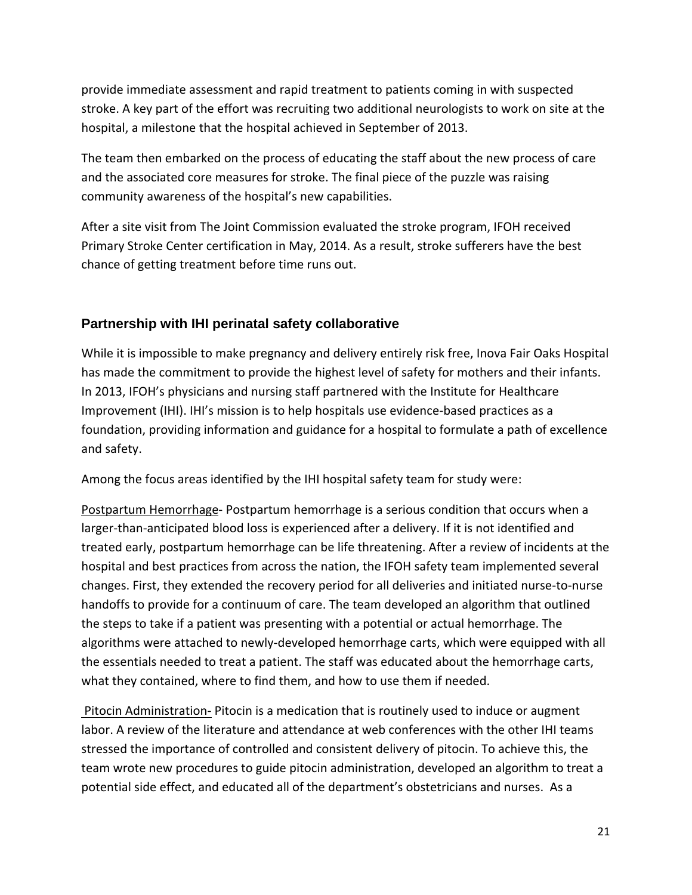provide immediate assessment and rapid treatment to patients coming in with suspected stroke. A key part of the effort was recruiting two additional neurologists to work on site at the hospital, a milestone that the hospital achieved in September of 2013.

The team then embarked on the process of educating the staff about the new process of care and the associated core measures for stroke. The final piece of the puzzle was raising community awareness of the hospital's new capabilities.

After a site visit from The Joint Commission evaluated the stroke program, IFOH received Primary Stroke Center certification in May, 2014. As a result, stroke sufferers have the best chance of getting treatment before time runs out.

### Partnership with IHI perinatal safety collaborative

While it is impossible to make pregnancy and delivery entirely risk free, Inova Fair Oaks Hospital has made the commitment to provide the highest level of safety for mothers and their infants. In 2013, IFOH's physicians and nursing staff partnered with the Institute for Healthcare Improvement (IHI). IHI's mission is to help hospitals use evidence-based practices as a foundation, providing information and guidance for a hospital to formulate a path of excellence and safety.

Among the focus areas identified by the IHI hospital safety team for study were:

Postpartum Hemorrhage- Postpartum hemorrhage is a serious condition that occurs when a larger-than-anticipated blood loss is experienced after a delivery. If it is not identified and treated early, postpartum hemorrhage can be life threatening. After a review of incidents at the hospital and best practices from across the nation, the IFOH safety team implemented several changes. First, they extended the recovery period for all deliveries and initiated nurse-to-nurse handoffs to provide for a continuum of care. The team developed an algorithm that outlined the steps to take if a patient was presenting with a potential or actual hemorrhage. The algorithms were attached to newly-developed hemorrhage carts, which were equipped with all the essentials needed to treat a patient. The staff was educated about the hemorrhage carts, what they contained, where to find them, and how to use them if needed.

Pitocin Administration- Pitocin is a medication that is routinely used to induce or augment labor. A review of the literature and attendance at web conferences with the other IHI teams stressed the importance of controlled and consistent delivery of pitocin. To achieve this, the team wrote new procedures to guide pitocin administration, developed an algorithm to treat a potential side effect, and educated all of the department's obstetricians and nurses. As a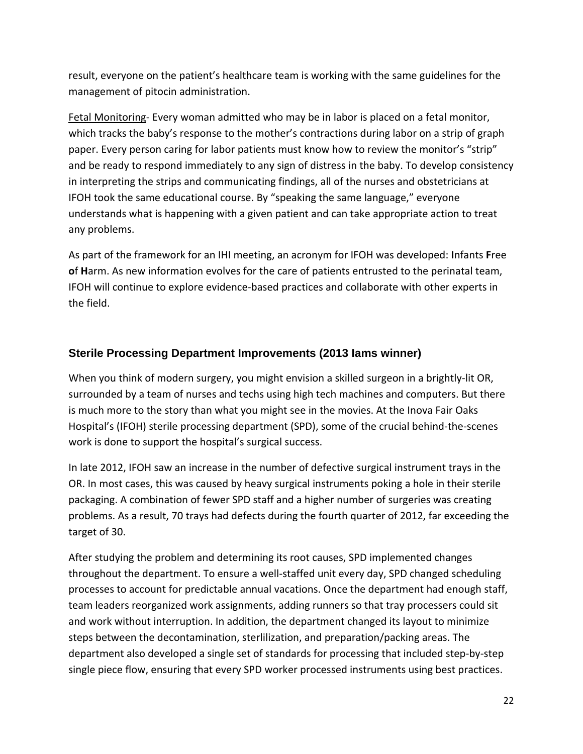result, everyone on the patient's healthcare team is working with the same guidelines for the management of pitocin administration.

Fetal Monitoring- Every woman admitted who may be in labor is placed on a fetal monitor, which tracks the baby's response to the mother's contractions during labor on a strip of graph paper. Every person caring for labor patients must know how to review the monitor's "strip" and be ready to respond immediately to any sign of distress in the baby. To develop consistency in interpreting the strips and communicating findings, all of the nurses and obstetricians at IFOH took the same educational course. By "speaking the same language," everyone understands what is happening with a given patient and can take appropriate action to treat any problems.

As part of the framework for an IHI meeting, an acronym for IFOH was developed: **I**nfants **F**ree **o**f **H**arm. As new information evolves for the care of patients entrusted to the perinatal team, IFOH will continue to explore evidence-based practices and collaborate with other experts in the field.

### Sterile Processing Department Improvements (2013 Iams winner)

When you think of modern surgery, you might envision a skilled surgeon in a brightly-lit OR, surrounded by a team of nurses and techs using high tech machines and computers. But there is much more to the story than what you might see in the movies. At the Inova Fair Oaks Hospital's (IFOH) sterile processing department (SPD), some of the crucial behind-the-scenes work is done to support the hospital's surgical success.

In late 2012, IFOH saw an increase in the number of defective surgical instrument trays in the OR. In most cases, this was caused by heavy surgical instruments poking a hole in their sterile packaging. A combination of fewer SPD staff and a higher number of surgeries was creating problems. As a result, 70 trays had defects during the fourth quarter of 2012, far exceeding the target of 30.

After studying the problem and determining its root causes, SPD implemented changes throughout the department. To ensure a well-staffed unit every day, SPD changed scheduling processes to account for predictable annual vacations. Once the department had enough staff, team leaders reorganized work assignments, adding runners so that tray processers could sit and work without interruption. In addition, the department changed its layout to minimize steps between the decontamination, sterlilization, and preparation/packing areas. The department also developed a single set of standards for processing that included step-by-step single piece flow, ensuring that every SPD worker processed instruments using best practices.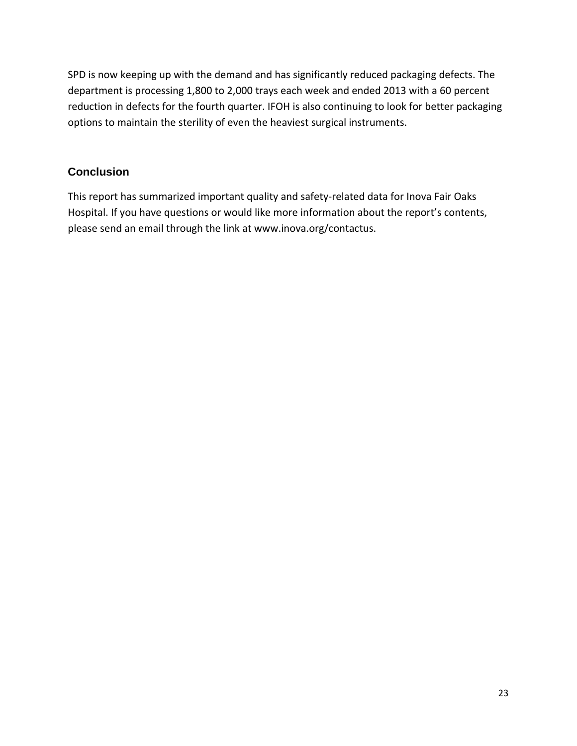SPD is now keeping up with the demand and has significantly reduced packaging defects. The department is processing 1,800 to 2,000 trays each week and ended 2013 with a 60 percent reduction in defects for the fourth quarter. IFOH is also continuing to look for better packaging options to maintain the sterility of even the heaviest surgical instruments.

## Conclusion

This report has summarized important quality and safety-related data for Inova Fair Oaks Hospital. If you have questions or would like more information about the report's contents, please send an email through the link at www.inova.org/contactus.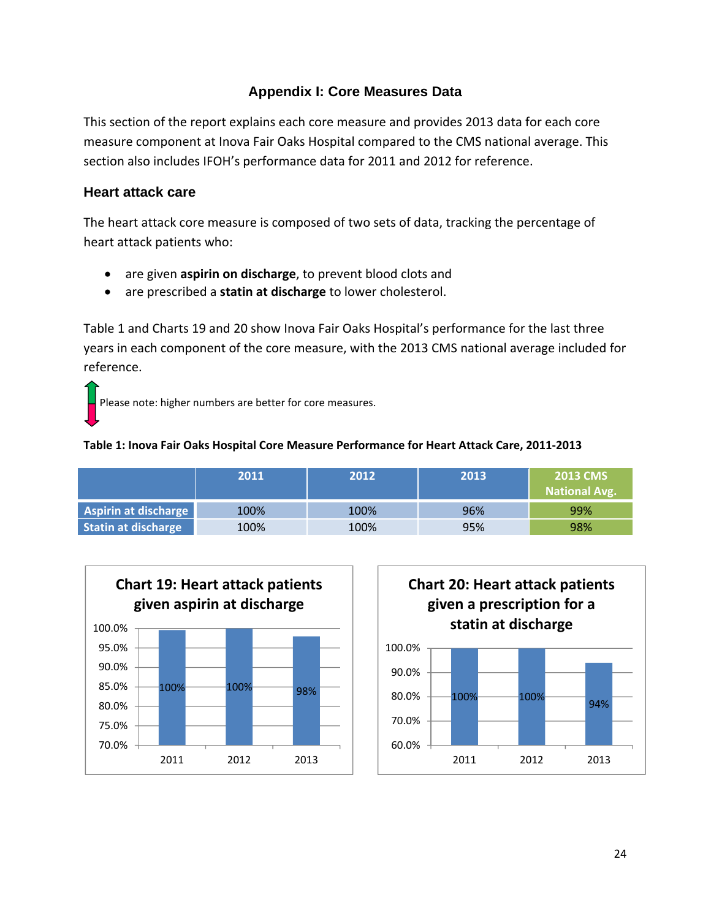### Appendix I: Core Measures Data

This section of the report explains each core measure and provides 2013 data for each core measure component at Inova Fair Oaks Hospital compared to the CMS national average. This section also includes IFOH's performance data for 2011 and 2012 for reference.

## Heart attack care

The heart attack core measure is composed of two sets of data, tracking the percentage of heart attack patients who:

- are given **aspirin on discharge**, to prevent blood clots and
- are prescribed a **statin at discharge** to lower cholesterol.

Table 1 and Charts 19 and 20 show Inova Fair Oaks Hospital's performance for the last three years in each component of the core measure, with the 2013 CMS national average included for reference.

Please note: higher numbers are better for core measures.

**Table 1: Inova Fair Oaks Hospital Core Measure Performance for Heart Attack Care, 2011-2013**

| | 2011 | 2012 | 2013 | 2013 CMS National Avg. |
|---|---|---|---|---|
| Aspirin at discharge | 100% | 100% | 96% | 99% |
| Statin at discharge | 100% | 100% | 95% | 98% |

**Chart 19: Heart attack patients given aspirin at discharge**

| Year | Value |
|---|---|
| 2011 | 100% |
| 2012 | 100% |
| 2013 | 98% |

**Chart 20: Heart attack patients given a prescription for a statin at discharge**

| Year | Value |
|---|---|
| 2011 | 100% |
| 2012 | 100% |
| 2013 | 94% |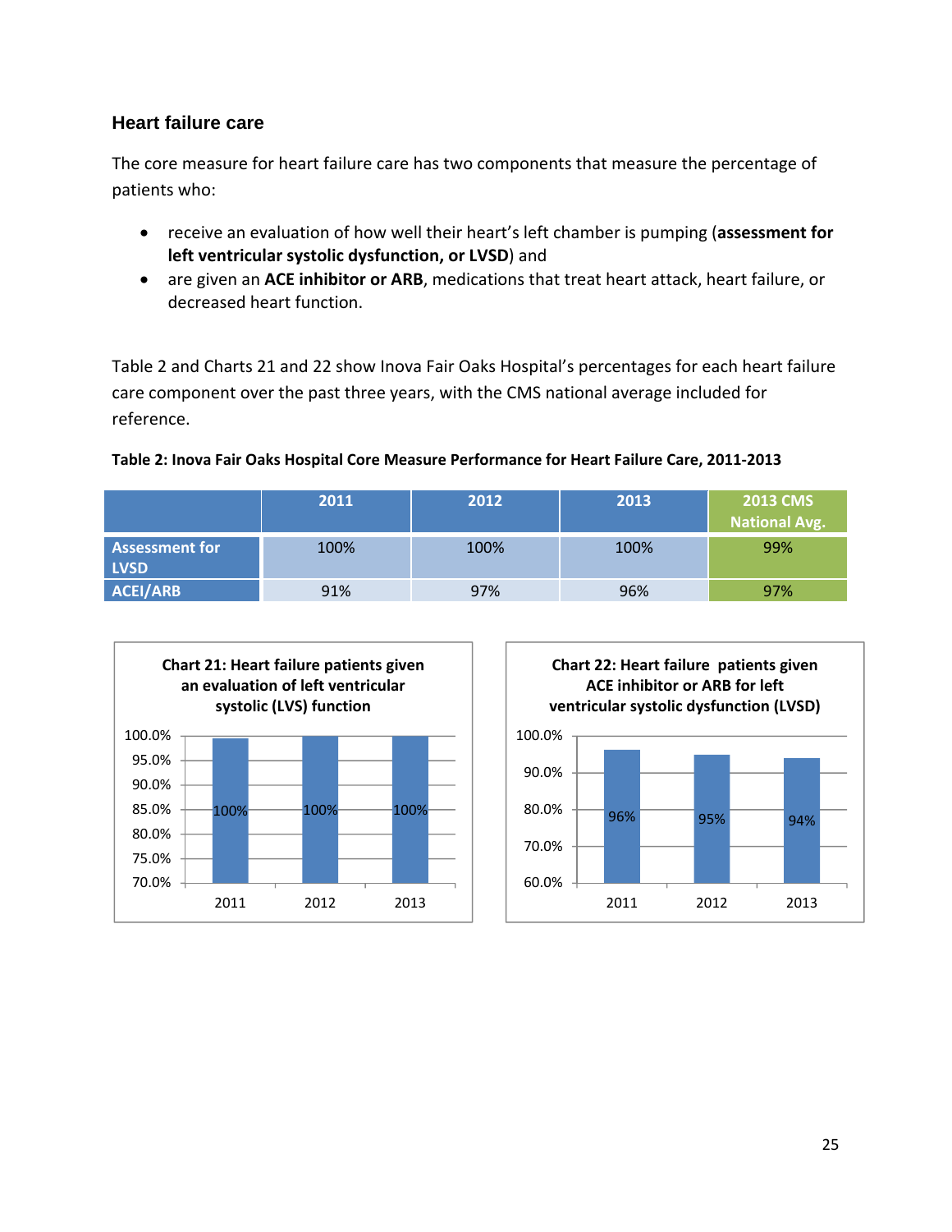### Heart failure care

The core measure for heart failure care has two components that measure the percentage of patients who:

- receive an evaluation of how well their heart's left chamber is pumping (**assessment for left ventricular systolic dysfunction, or LVSD**) and
- are given an **ACE inhibitor or ARB**, medications that treat heart attack, heart failure, or decreased heart function.

Table 2 and Charts 21 and 22 show Inova Fair Oaks Hospital's percentages for each heart failure care component over the past three years, with the CMS national average included for reference.

**Table 2: Inova Fair Oaks Hospital Core Measure Performance for Heart Failure Care, 2011-2013**

| | 2011 | 2012 | 2013 | 2013 CMS National Avg. |
|---|---|---|---|---|
| Assessment for LVSD | 100% | 100% | 100% | 99% |
| ACEI/ARB | 91% | 97% | 96% | 97% |

**Chart 21: Heart failure patients given an evaluation of left ventricular systolic (LVS) function**

| | 2011 | 2012 | 2013 |
|---|---|---|---|
| Evaluation of LVS function | 100% | 100% | 100% |

**Chart 22: Heart failure patients given ACE inhibitor or ARB for left ventricular systolic dysfunction (LVSD)**

| | 2011 | 2012 | 2013 |
|---|---|---|---|
| ACE inhibitor or ARB | 96% | 95% | 94% |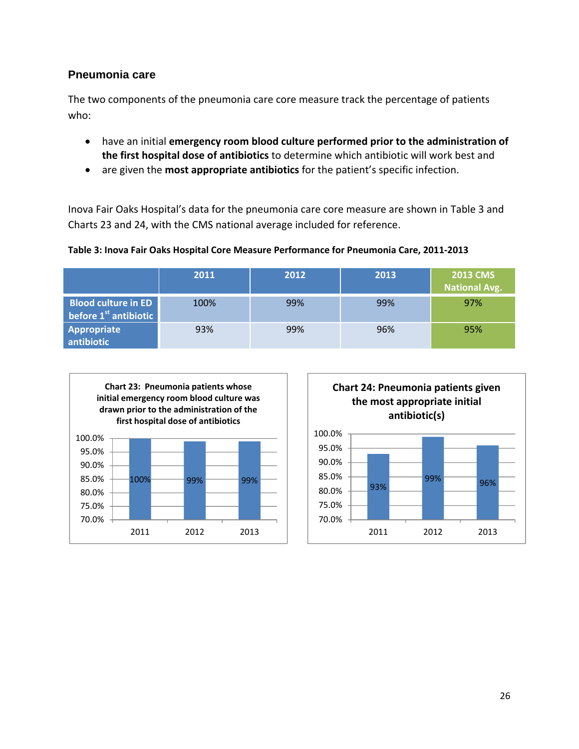### Pneumonia care

The two components of the pneumonia care core measure track the percentage of patients who:

- have an initial **emergency room blood culture performed prior to the administration of the first hospital dose of antibiotics** to determine which antibiotic will work best and
- are given the **most appropriate antibiotics** for the patient's specific infection.

Inova Fair Oaks Hospital's data for the pneumonia care core measure are shown in Table 3 and Charts 23 and 24, with the CMS national average included for reference.

**Table 3: Inova Fair Oaks Hospital Core Measure Performance for Pneumonia Care, 2011-2013**

| | 2011 | 2012 | 2013 | 2013 CMS National Avg. |
|---|---|---|---|---|
| Blood culture in ED before 1st antibiotic | 100% | 99% | 99% | 97% |
| Appropriate antibiotic | 93% | 99% | 96% | 95% |

**Chart 23: Pneumonia patients whose initial emergency room blood culture was drawn prior to the administration of the first hospital dose of antibiotics**

| Year | Value |
|---|---|
| 2011 | 100% |
| 2012 | 99% |
| 2013 | 99% |

**Chart 24: Pneumonia patients given the most appropriate initial antibiotic(s)**

| Year | Value |
|---|---|
| 2011 | 93% |
| 2012 | 99% |
| 2013 | 96% |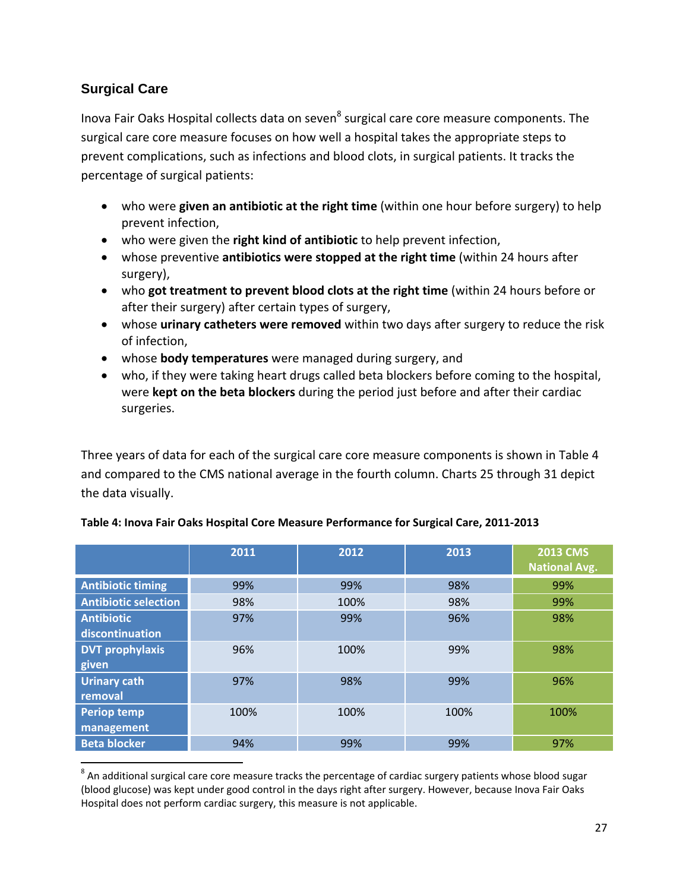## Surgical Care

Inova Fair Oaks Hospital collects data on seven[8] surgical care core measure components. The surgical care core measure focuses on how well a hospital takes the appropriate steps to prevent complications, such as infections and blood clots, in surgical patients. It tracks the percentage of surgical patients:

- who were **given an antibiotic at the right time** (within one hour before surgery) to help prevent infection,
- who were given the **right kind of antibiotic** to help prevent infection,
- whose preventive **antibiotics were stopped at the right time** (within 24 hours after surgery),
- who **got treatment to prevent blood clots at the right time** (within 24 hours before or after their surgery) after certain types of surgery,
- whose **urinary catheters were removed** within two days after surgery to reduce the risk of infection,
- whose **body temperatures** were managed during surgery, and
- who, if they were taking heart drugs called beta blockers before coming to the hospital, were **kept on the beta blockers** during the period just before and after their cardiac surgeries.

Three years of data for each of the surgical care core measure components is shown in Table 4 and compared to the CMS national average in the fourth column. Charts 25 through 31 depict the data visually.

**Table 4: Inova Fair Oaks Hospital Core Measure Performance for Surgical Care, 2011-2013**

| | 2011 | 2012 | 2013 | 2013 CMS National Avg. |
|---|---|---|---|---|
| Antibiotic timing | 99% | 99% | 98% | 99% |
| Antibiotic selection | 98% | 100% | 98% | 99% |
| Antibiotic discontinuation | 97% | 99% | 96% | 98% |
| DVT prophylaxis given | 96% | 100% | 99% | 98% |
| Urinary cath removal | 97% | 98% | 99% | 96% |
| Periop temp management | 100% | 100% | 100% | 100% |
| Beta blocker | 94% | 99% | 99% | 97% |

[8] An additional surgical care core measure tracks the percentage of cardiac surgery patients whose blood sugar (blood glucose) was kept under good control in the days right after surgery. However, because Inova Fair Oaks Hospital does not perform cardiac surgery, this measure is not applicable.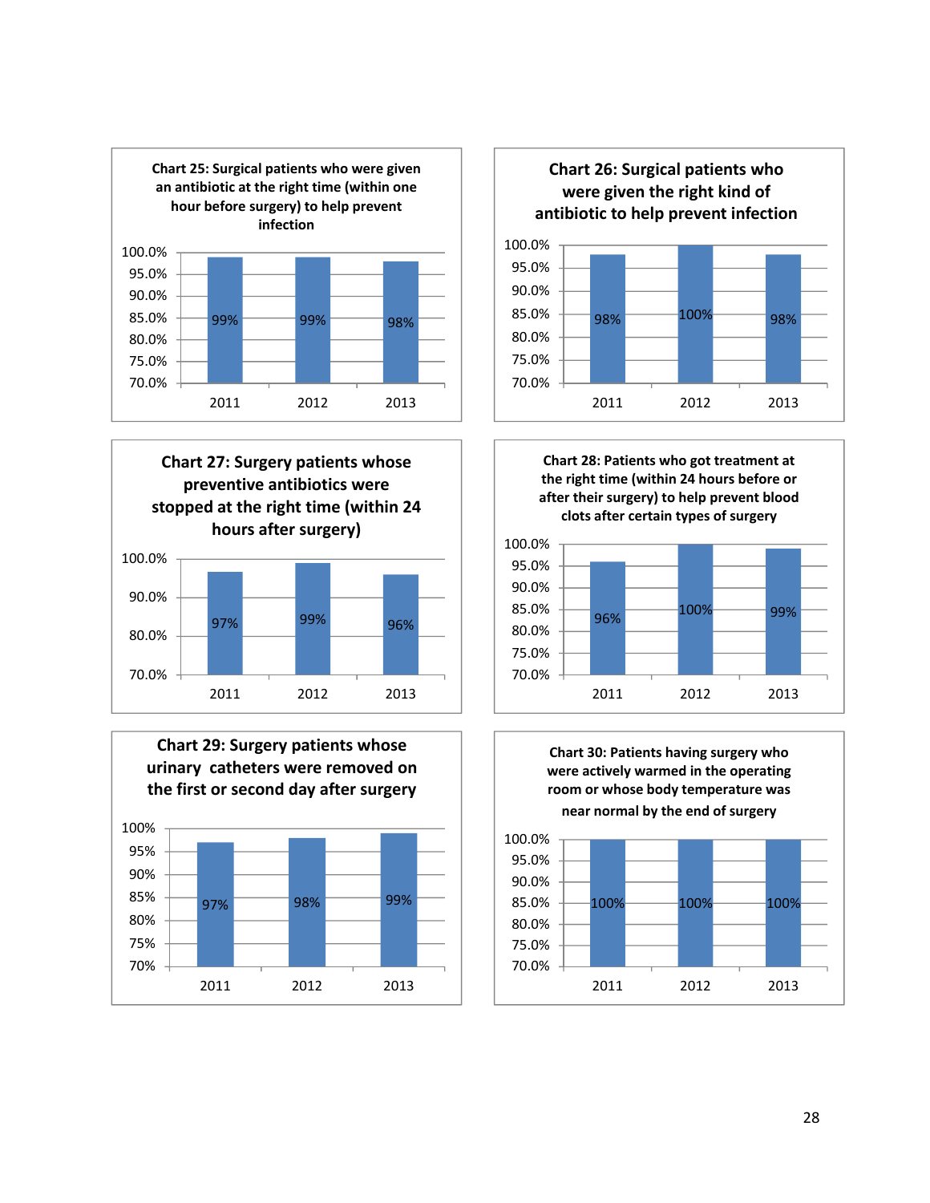**Chart 25: Surgical patients who were given an antibiotic at the right time (within one hour before surgery) to help prevent infection**

| Year | Percent |
|---|---|
| 2011 | 99% |
| 2012 | 99% |
| 2013 | 98% |

**Chart 26: Surgical patients who were given the right kind of antibiotic to help prevent infection**

| Year | Percent |
|---|---|
| 2011 | 98% |
| 2012 | 100% |
| 2013 | 98% |

**Chart 27: Surgery patients whose preventive antibiotics were stopped at the right time (within 24 hours after surgery)**

| Year | Percent |
|---|---|
| 2011 | 97% |
| 2012 | 99% |
| 2013 | 96% |

**Chart 28: Patients who got treatment at the right time (within 24 hours before or after their surgery) to help prevent blood clots after certain types of surgery**

| Year | Percent |
|---|---|
| 2011 | 96% |
| 2012 | 100% |
| 2013 | 99% |

**Chart 29: Surgery patients whose urinary catheters were removed on the first or second day after surgery**

| Year | Percent |
|---|---|
| 2011 | 97% |
| 2012 | 98% |
| 2013 | 99% |

**Chart 30: Patients having surgery who were actively warmed in the operating room or whose body temperature was near normal by the end of surgery**

| Year | Percent |
|---|---|
| 2011 | 100% |
| 2012 | 100% |
| 2013 | 100% |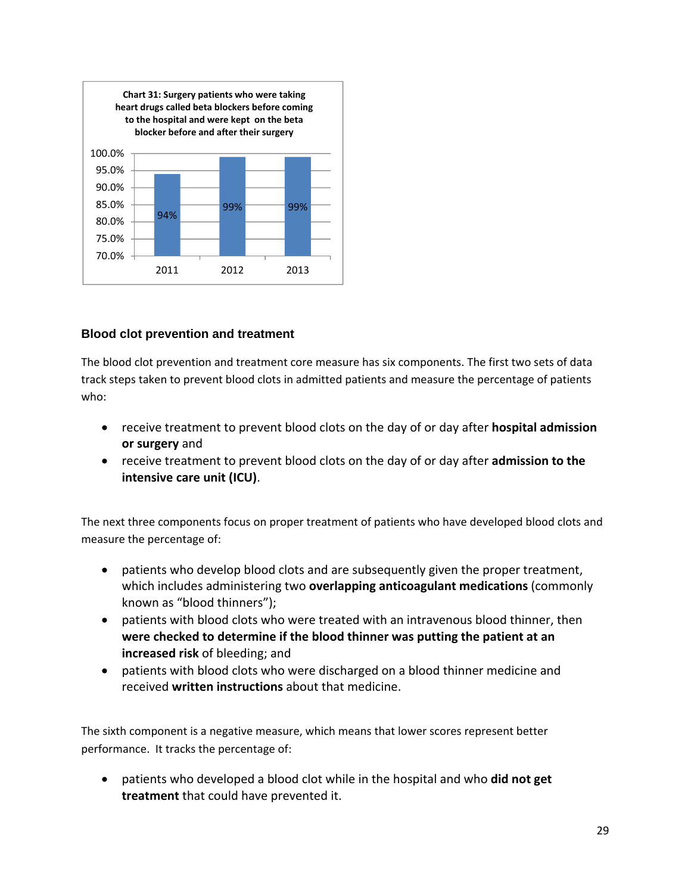**Chart 31: Surgery patients who were taking heart drugs called beta blockers before coming to the hospital and were kept on the beta blocker before and after their surgery**

| Year | Percentage |
| --- | --- |
| 2011 | 94% |
| 2012 | 99% |
| 2013 | 99% |

### Blood clot prevention and treatment

The blood clot prevention and treatment core measure has six components. The first two sets of data track steps taken to prevent blood clots in admitted patients and measure the percentage of patients who:

- receive treatment to prevent blood clots on the day of or day after **hospital admission or surgery** and
- receive treatment to prevent blood clots on the day of or day after **admission to the intensive care unit (ICU)**.

The next three components focus on proper treatment of patients who have developed blood clots and measure the percentage of:

- patients who develop blood clots and are subsequently given the proper treatment, which includes administering two **overlapping anticoagulant medications** (commonly known as "blood thinners");
- patients with blood clots who were treated with an intravenous blood thinner, then **were checked to determine if the blood thinner was putting the patient at an increased risk** of bleeding; and
- patients with blood clots who were discharged on a blood thinner medicine and received **written instructions** about that medicine.

The sixth component is a negative measure, which means that lower scores represent better performance. It tracks the percentage of:

- patients who developed a blood clot while in the hospital and who **did not get treatment** that could have prevented it.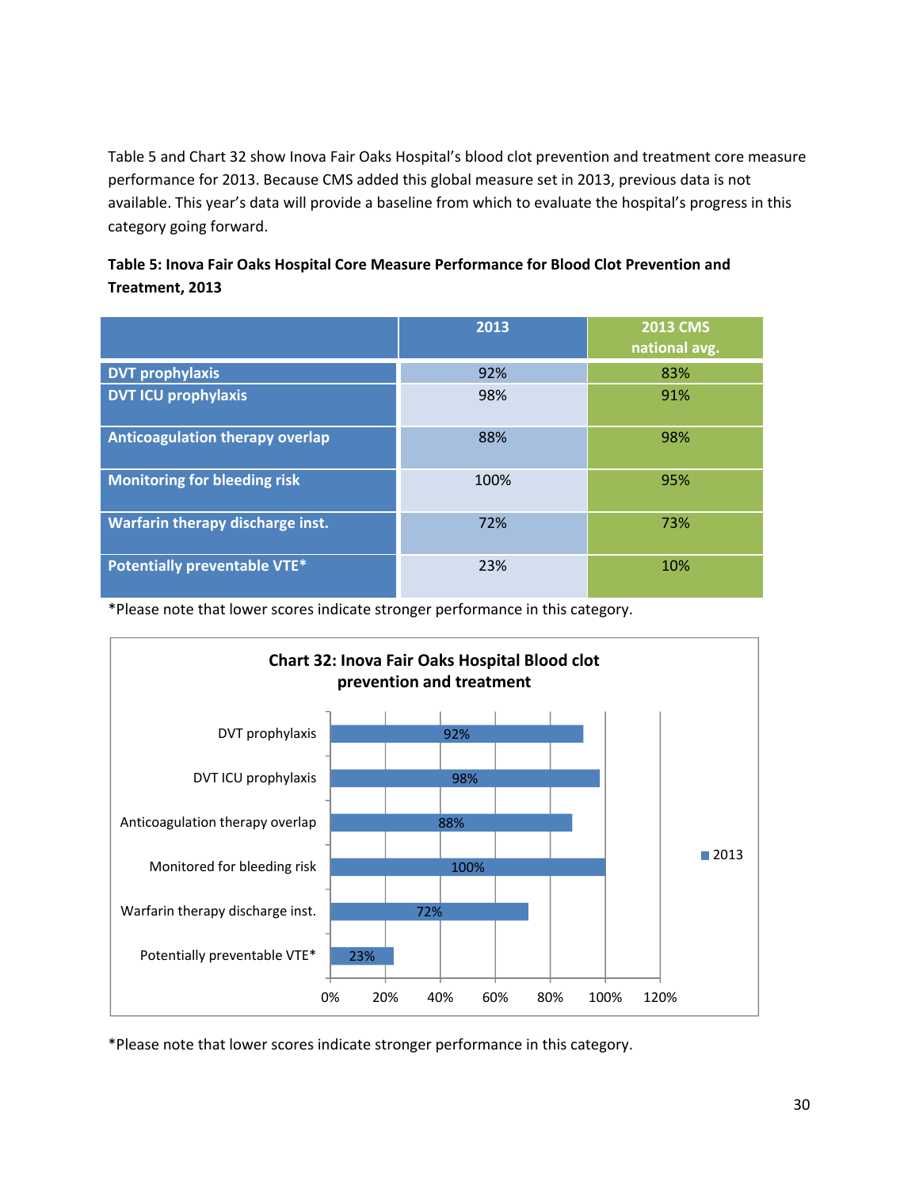Table 5 and Chart 32 show Inova Fair Oaks Hospital's blood clot prevention and treatment core measure performance for 2013. Because CMS added this global measure set in 2013, previous data is not available. This year's data will provide a baseline from which to evaluate the hospital's progress in this category going forward.

**Table 5: Inova Fair Oaks Hospital Core Measure Performance for Blood Clot Prevention and Treatment, 2013**

| | 2013 | 2013 CMS national avg. |
|---|---|---|
| **DVT prophylaxis** | 92% | 83% |
| **DVT ICU prophylaxis** | 98% | 91% |
| **Anticoagulation therapy overlap** | 88% | 98% |
| **Monitoring for bleeding risk** | 100% | 95% |
| **Warfarin therapy discharge inst.** | 72% | 73% |
| **Potentially preventable VTE*** | 23% | 10% |

*Please note that lower scores indicate stronger performance in this category.

**Chart 32: Inova Fair Oaks Hospital Blood clot prevention and treatment**

| | 2013 |
|---|---|
| DVT prophylaxis | 92% |
| DVT ICU prophylaxis | 98% |
| Anticoagulation therapy overlap | 88% |
| Monitored for bleeding risk | 100% |
| Warfarin therapy discharge inst. | 72% |
| Potentially preventable VTE* | 23% |

*Please note that lower scores indicate stronger performance in this category.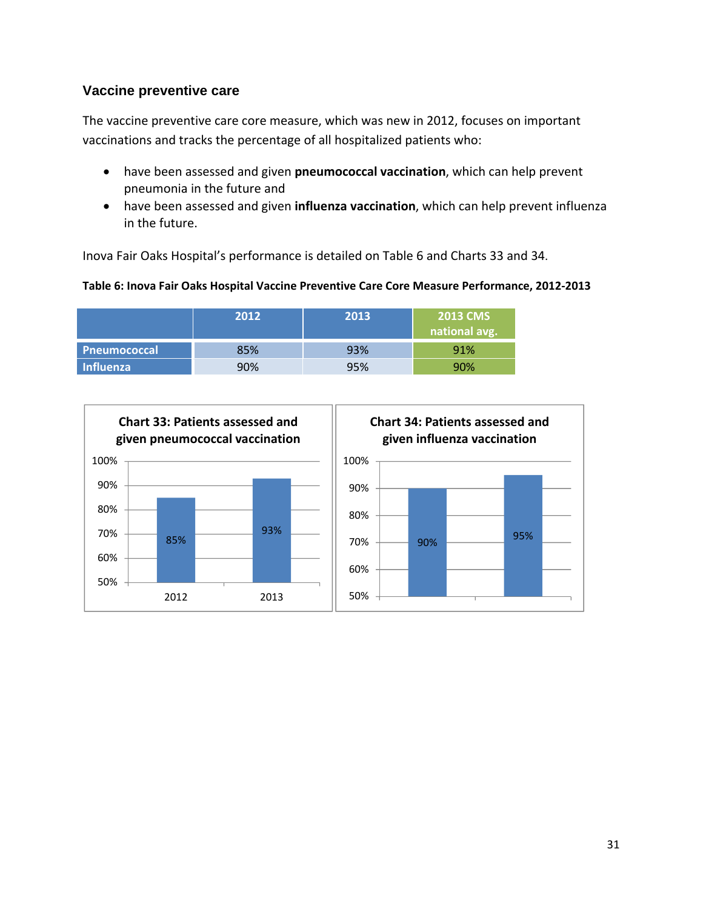### Vaccine preventive care

The vaccine preventive care core measure, which was new in 2012, focuses on important vaccinations and tracks the percentage of all hospitalized patients who:

- have been assessed and given **pneumococcal vaccination**, which can help prevent pneumonia in the future and
- have been assessed and given **influenza vaccination**, which can help prevent influenza in the future.

Inova Fair Oaks Hospital's performance is detailed on Table 6 and Charts 33 and 34.

**Table 6: Inova Fair Oaks Hospital Vaccine Preventive Care Core Measure Performance, 2012-2013**

| | 2012 | 2013 | 2013 CMS national avg. |
|---|---|---|---|
| Pneumococcal | 85% | 93% | 91% |
| Influenza | 90% | 95% | 90% |

Chart 33: Patients assessed and given pneumococcal vaccination

100%
90%
80%
70%
60%
50%
85%
93%
2012
2013

Chart 34: Patients assessed and given influenza vaccination

100%
90%
80%
70%
60%
50%
90%
95%